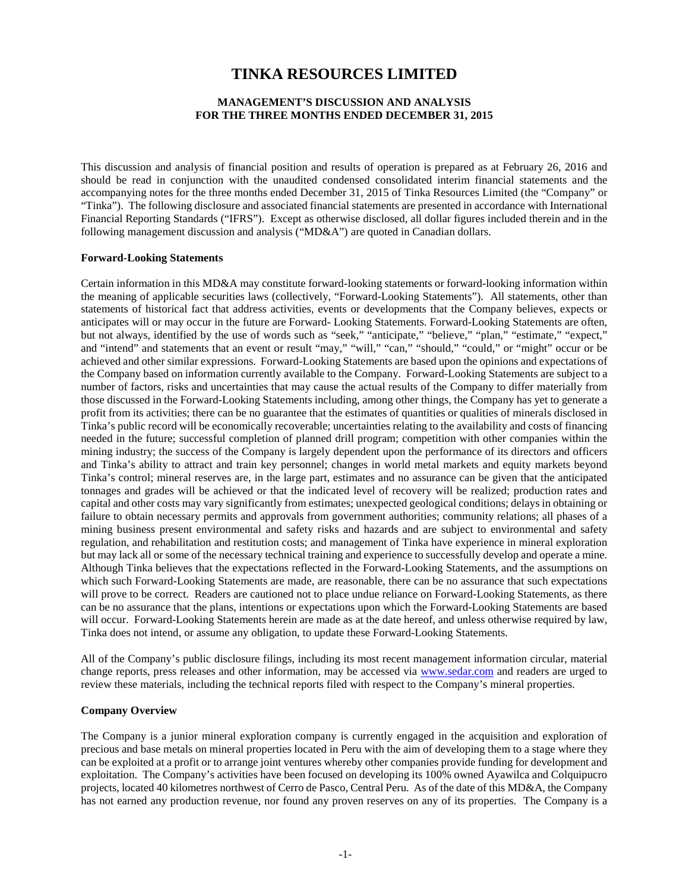# TINKA RESOURCES LIMITED

## MANAGEMENT'S DISCUSSION AND ANALYSIS
## FOR THE THREE MONTHS ENDED DECEMBER 31, 2015

This discussion and analysis of financial position and results of operation is prepared as at February 26, 2016 and should be read in conjunction with the unaudited condensed consolidated interim financial statements and the accompanying notes for the three months ended December 31, 2015 of Tinka Resources Limited (the "Company" or "Tinka"). The following disclosure and associated financial statements are presented in accordance with International Financial Reporting Standards ("IFRS"). Except as otherwise disclosed, all dollar figures included therein and in the following management discussion and analysis ("MD&A") are quoted in Canadian dollars.

**Forward-Looking Statements**

Certain information in this MD&A may constitute forward-looking statements or forward-looking information within the meaning of applicable securities laws (collectively, "Forward-Looking Statements"). All statements, other than statements of historical fact that address activities, events or developments that the Company believes, expects or anticipates will or may occur in the future are Forward- Looking Statements. Forward-Looking Statements are often, but not always, identified by the use of words such as "seek," "anticipate," "believe," "plan," "estimate," "expect," and "intend" and statements that an event or result "may," "will," "can," "should," "could," or "might" occur or be achieved and other similar expressions. Forward-Looking Statements are based upon the opinions and expectations of the Company based on information currently available to the Company. Forward-Looking Statements are subject to a number of factors, risks and uncertainties that may cause the actual results of the Company to differ materially from those discussed in the Forward-Looking Statements including, among other things, the Company has yet to generate a profit from its activities; there can be no guarantee that the estimates of quantities or qualities of minerals disclosed in Tinka's public record will be economically recoverable; uncertainties relating to the availability and costs of financing needed in the future; successful completion of planned drill program; competition with other companies within the mining industry; the success of the Company is largely dependent upon the performance of its directors and officers and Tinka's ability to attract and train key personnel; changes in world metal markets and equity markets beyond Tinka's control; mineral reserves are, in the large part, estimates and no assurance can be given that the anticipated tonnages and grades will be achieved or that the indicated level of recovery will be realized; production rates and capital and other costs may vary significantly from estimates; unexpected geological conditions; delays in obtaining or failure to obtain necessary permits and approvals from government authorities; community relations; all phases of a mining business present environmental and safety risks and hazards and are subject to environmental and safety regulation, and rehabilitation and restitution costs; and management of Tinka have experience in mineral exploration but may lack all or some of the necessary technical training and experience to successfully develop and operate a mine. Although Tinka believes that the expectations reflected in the Forward-Looking Statements, and the assumptions on which such Forward-Looking Statements are made, are reasonable, there can be no assurance that such expectations will prove to be correct. Readers are cautioned not to place undue reliance on Forward-Looking Statements, as there can be no assurance that the plans, intentions or expectations upon which the Forward-Looking Statements are based will occur. Forward-Looking Statements herein are made as at the date hereof, and unless otherwise required by law, Tinka does not intend, or assume any obligation, to update these Forward-Looking Statements.

All of the Company's public disclosure filings, including its most recent management information circular, material change reports, press releases and other information, may be accessed via www.sedar.com and readers are urged to review these materials, including the technical reports filed with respect to the Company's mineral properties.

**Company Overview**

The Company is a junior mineral exploration company is currently engaged in the acquisition and exploration of precious and base metals on mineral properties located in Peru with the aim of developing them to a stage where they can be exploited at a profit or to arrange joint ventures whereby other companies provide funding for development and exploitation. The Company's activities have been focused on developing its 100% owned Ayawilca and Colquipucro projects, located 40 kilometres northwest of Cerro de Pasco, Central Peru. As of the date of this MD&A, the Company has not earned any production revenue, nor found any proven reserves on any of its properties. The Company is a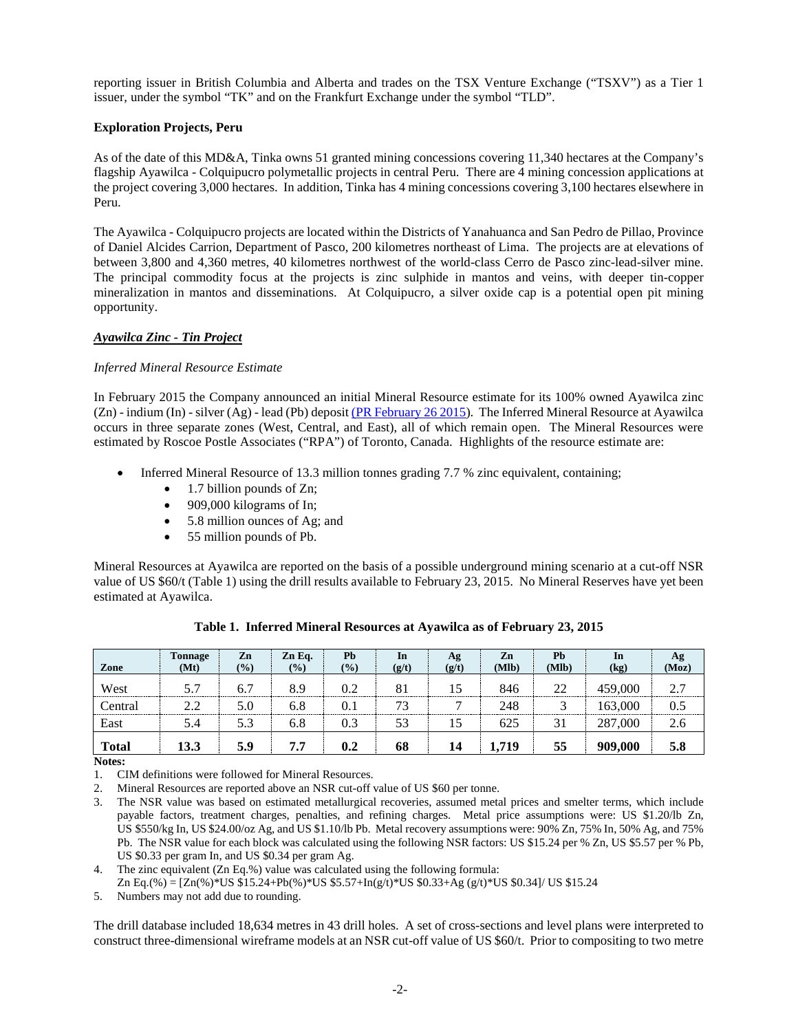reporting issuer in British Columbia and Alberta and trades on the TSX Venture Exchange ("TSXV") as a Tier 1 issuer, under the symbol "TK" and on the Frankfurt Exchange under the symbol "TLD".

**Exploration Projects, Peru**

As of the date of this MD&A, Tinka owns 51 granted mining concessions covering 11,340 hectares at the Company's flagship Ayawilca - Colquipucro polymetallic projects in central Peru. There are 4 mining concession applications at the project covering 3,000 hectares. In addition, Tinka has 4 mining concessions covering 3,100 hectares elsewhere in Peru.

The Ayawilca - Colquipucro projects are located within the Districts of Yanahuanca and San Pedro de Pillao, Province of Daniel Alcides Carrion, Department of Pasco, 200 kilometres northeast of Lima. The projects are at elevations of between 3,800 and 4,360 metres, 40 kilometres northwest of the world-class Cerro de Pasco zinc-lead-silver mine. The principal commodity focus at the projects is zinc sulphide in mantos and veins, with deeper tin-copper mineralization in mantos and disseminations. At Colquipucro, a silver oxide cap is a potential open pit mining opportunity.

***Ayawilca Zinc - Tin Project***

*Inferred Mineral Resource Estimate*

In February 2015 the Company announced an initial Mineral Resource estimate for its 100% owned Ayawilca zinc (Zn) - indium (In) - silver (Ag) - lead (Pb) deposit (PR February 26 2015). The Inferred Mineral Resource at Ayawilca occurs in three separate zones (West, Central, and East), all of which remain open. The Mineral Resources were estimated by Roscoe Postle Associates ("RPA") of Toronto, Canada. Highlights of the resource estimate are:

- Inferred Mineral Resource of 13.3 million tonnes grading 7.7 % zinc equivalent, containing;
  - 1.7 billion pounds of Zn;
  - 909,000 kilograms of In;
  - 5.8 million ounces of Ag; and
  - 55 million pounds of Pb.

Mineral Resources at Ayawilca are reported on the basis of a possible underground mining scenario at a cut-off NSR value of US $60/t (Table 1) using the drill results available to February 23, 2015. No Mineral Reserves have yet been estimated at Ayawilca.

**Table 1. Inferred Mineral Resources at Ayawilca as of February 23, 2015**

| Zone | Tonnage (Mt) | Zn (%) | Zn Eq. (%) | Pb (%) | In (g/t) | Ag (g/t) | Zn (Mlb) | Pb (Mlb) | In (kg) | Ag (Moz) |
|---|---|---|---|---|---|---|---|---|---|---|
| West | 5.7 | 6.7 | 8.9 | 0.2 | 81 | 15 | 846 | 22 | 459,000 | 2.7 |
| Central | 2.2 | 5.0 | 6.8 | 0.1 | 73 | 7 | 248 | 3 | 163,000 | 0.5 |
| East | 5.4 | 5.3 | 6.8 | 0.3 | 53 | 15 | 625 | 31 | 287,000 | 2.6 |
| **Total** | **13.3** | **5.9** | **7.7** | **0.2** | **68** | **14** | **1,719** | **55** | **909,000** | **5.8** |

**Notes:**

1. CIM definitions were followed for Mineral Resources.
2. Mineral Resources are reported above an NSR cut-off value of US $60 per tonne.
3. The NSR value was based on estimated metallurgical recoveries, assumed metal prices and smelter terms, which include payable factors, treatment charges, penalties, and refining charges. Metal price assumptions were: US $1.20/lb Zn, US $550/kg In, US $24.00/oz Ag, and US $1.10/lb Pb. Metal recovery assumptions were: 90% Zn, 75% In, 50% Ag, and 75% Pb. The NSR value for each block was calculated using the following NSR factors: US $15.24 per % Zn, US $5.57 per % Pb, US $0.33 per gram In, and US $0.34 per gram Ag.
4. The zinc equivalent (Zn Eq.%) value was calculated using the following formula: Zn Eq.(%) = [Zn(%)*US $15.24+Pb(%)*US $5.57+In(g/t)*US $0.33+Ag (g/t)*US $0.34]/ US $15.24
5. Numbers may not add due to rounding.

The drill database included 18,634 metres in 43 drill holes. A set of cross-sections and level plans were interpreted to construct three-dimensional wireframe models at an NSR cut-off value of US $60/t. Prior to compositing to two metre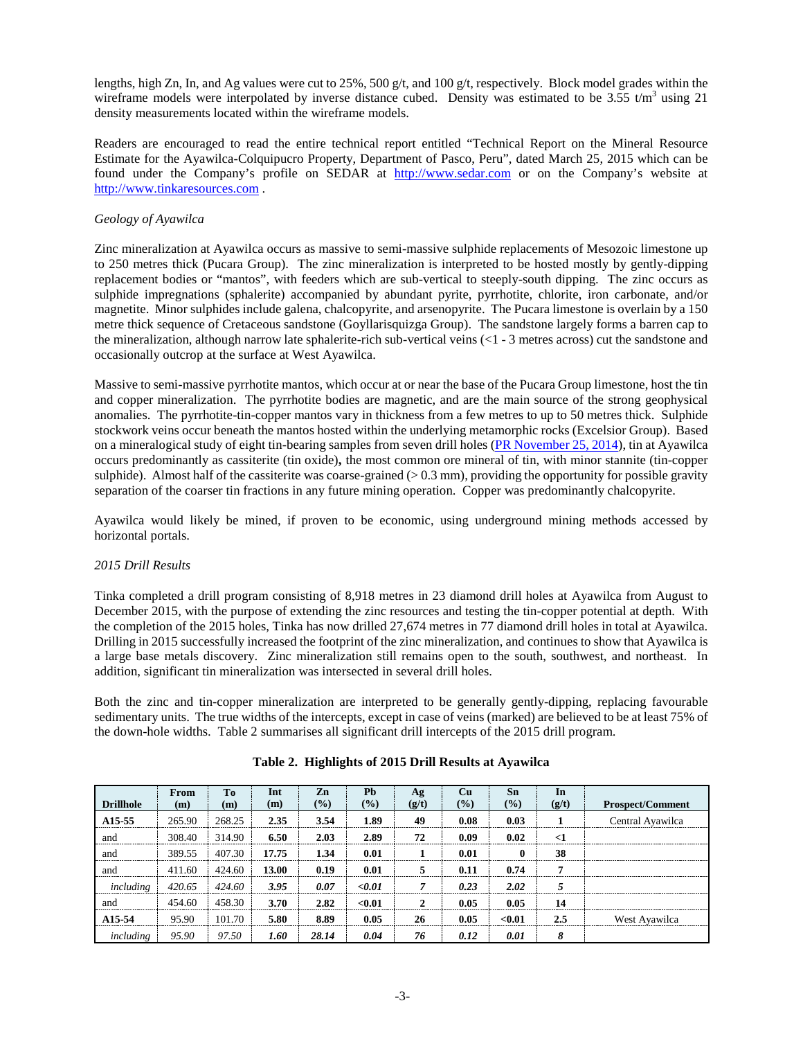lengths, high Zn, In, and Ag values were cut to 25%, 500 g/t, and 100 g/t, respectively. Block model grades within the wireframe models were interpolated by inverse distance cubed. Density was estimated to be 3.55 t/m$^3$ using 21 density measurements located within the wireframe models.

Readers are encouraged to read the entire technical report entitled "Technical Report on the Mineral Resource Estimate for the Ayawilca-Colquipucro Property, Department of Pasco, Peru", dated March 25, 2015 which can be found under the Company's profile on SEDAR at http://www.sedar.com or on the Company's website at http://www.tinkaresources.com .

*Geology of Ayawilca*

Zinc mineralization at Ayawilca occurs as massive to semi-massive sulphide replacements of Mesozoic limestone up to 250 metres thick (Pucara Group). The zinc mineralization is interpreted to be hosted mostly by gently-dipping replacement bodies or "mantos", with feeders which are sub-vertical to steeply-south dipping. The zinc occurs as sulphide impregnations (sphalerite) accompanied by abundant pyrite, pyrrhotite, chlorite, iron carbonate, and/or magnetite. Minor sulphides include galena, chalcopyrite, and arsenopyrite. The Pucara limestone is overlain by a 150 metre thick sequence of Cretaceous sandstone (Goyllarisquizga Group). The sandstone largely forms a barren cap to the mineralization, although narrow late sphalerite-rich sub-vertical veins (<1 - 3 metres across) cut the sandstone and occasionally outcrop at the surface at West Ayawilca.

Massive to semi-massive pyrrhotite mantos, which occur at or near the base of the Pucara Group limestone, host the tin and copper mineralization. The pyrrhotite bodies are magnetic, and are the main source of the strong geophysical anomalies. The pyrrhotite-tin-copper mantos vary in thickness from a few metres to up to 50 metres thick. Sulphide stockwork veins occur beneath the mantos hosted within the underlying metamorphic rocks (Excelsior Group). Based on a mineralogical study of eight tin-bearing samples from seven drill holes (PR November 25, 2014), tin at Ayawilca occurs predominantly as cassiterite (tin oxide)**,** the most common ore mineral of tin, with minor stannite (tin-copper sulphide). Almost half of the cassiterite was coarse-grained (> 0.3 mm), providing the opportunity for possible gravity separation of the coarser tin fractions in any future mining operation. Copper was predominantly chalcopyrite.

Ayawilca would likely be mined, if proven to be economic, using underground mining methods accessed by horizontal portals.

*2015 Drill Results*

Tinka completed a drill program consisting of 8,918 metres in 23 diamond drill holes at Ayawilca from August to December 2015, with the purpose of extending the zinc resources and testing the tin-copper potential at depth. With the completion of the 2015 holes, Tinka has now drilled 27,674 metres in 77 diamond drill holes in total at Ayawilca. Drilling in 2015 successfully increased the footprint of the zinc mineralization, and continues to show that Ayawilca is a large base metals discovery. Zinc mineralization still remains open to the south, southwest, and northeast. In addition, significant tin mineralization was intersected in several drill holes.

Both the zinc and tin-copper mineralization are interpreted to be generally gently-dipping, replacing favourable sedimentary units. The true widths of the intercepts, except in case of veins (marked) are believed to be at least 75% of the down-hole widths. Table 2 summarises all significant drill intercepts of the 2015 drill program.

**Table 2. Highlights of 2015 Drill Results at Ayawilca**

| Drillhole | From (m) | To (m) | Int (m) | Zn (%) | Pb (%) | Ag (g/t) | Cu (%) | Sn (%) | In (g/t) | Prospect/Comment |
|---|---|---|---|---|---|---|---|---|---|---|
| **A15-55** | 265.90 | 268.25 | **2.35** | **3.54** | **1.89** | **49** | **0.08** | **0.03** | **1** | Central Ayawilca |
| and | 308.40 | 314.90 | **6.50** | **2.03** | **2.89** | **72** | **0.09** | **0.02** | **<1** | |
| and | 389.55 | 407.30 | **17.75** | **1.34** | **0.01** | **1** | **0.01** | **0** | **38** | |
| and | 411.60 | 424.60 | **13.00** | **0.19** | **0.01** | **5** | **0.11** | **0.74** | **7** | |
| *including* | *420.65* | *424.60* | ***3.95*** | ***0.07*** | ***<0.01*** | ***7*** | ***0.23*** | ***2.02*** | ***5*** | |
| and | 454.60 | 458.30 | **3.70** | **2.82** | **<0.01** | **2** | **0.05** | **0.05** | **14** | |
| **A15-54** | 95.90 | 101.70 | **5.80** | **8.89** | **0.05** | **26** | **0.05** | **<0.01** | **2.5** | West Ayawilca |
| *including* | *95.90* | *97.50* | ***1.60*** | ***28.14*** | ***0.04*** | ***76*** | ***0.12*** | ***0.01*** | ***8*** | |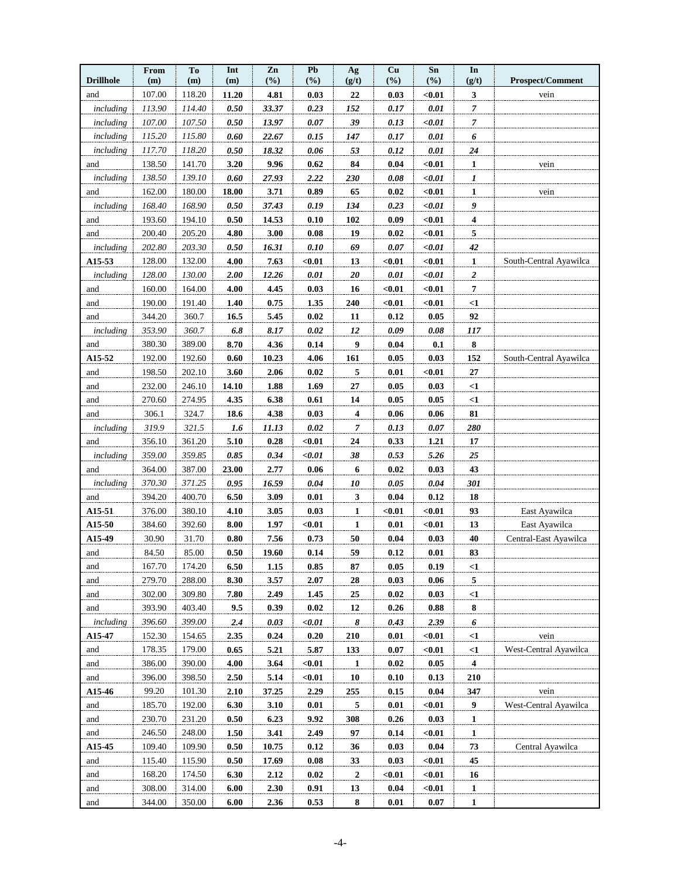| Drillhole | From (m) | To (m) | Int (m) | Zn (%) | Pb (%) | Ag (g/t) | Cu (%) | Sn (%) | In (g/t) | Prospect/Comment |
|---|---|---|---|---|---|---|---|---|---|---|
| and | 107.00 | 118.20 | **11.20** | **4.81** | **0.03** | **22** | **0.03** | **<0.01** | **3** | vein |
| *including* | *113.90* | *114.40* | ***0.50*** | ***33.37*** | ***0.23*** | ***152*** | ***0.17*** | ***0.01*** | ***7*** | |
| *including* | *107.00* | *107.50* | ***0.50*** | ***13.97*** | ***0.07*** | ***39*** | ***0.13*** | ***<0.01*** | ***7*** | |
| *including* | *115.20* | *115.80* | ***0.60*** | ***22.67*** | ***0.15*** | ***147*** | ***0.17*** | ***0.01*** | ***6*** | |
| *including* | *117.70* | *118.20* | ***0.50*** | ***18.32*** | ***0.06*** | ***53*** | ***0.12*** | ***0.01*** | ***24*** | |
| and | 138.50 | 141.70 | **3.20** | **9.96** | **0.62** | **84** | **0.04** | **<0.01** | **1** | vein |
| *including* | *138.50* | *139.10* | ***0.60*** | ***27.93*** | ***2.22*** | ***230*** | ***0.08*** | ***<0.01*** | ***1*** | |
| and | 162.00 | 180.00 | **18.00** | **3.71** | **0.89** | **65** | **0.02** | **<0.01** | **1** | vein |
| *including* | *168.40* | *168.90* | ***0.50*** | ***37.43*** | ***0.19*** | ***134*** | ***0.23*** | ***<0.01*** | ***9*** | |
| and | 193.60 | 194.10 | **0.50** | **14.53** | **0.10** | **102** | **0.09** | **<0.01** | **4** | |
| and | 200.40 | 205.20 | **4.80** | **3.00** | **0.08** | **19** | **0.02** | **<0.01** | **5** | |
| *including* | *202.80* | *203.30* | ***0.50*** | ***16.31*** | ***0.10*** | ***69*** | ***0.07*** | ***<0.01*** | ***42*** | |
| **A15-53** | 128.00 | 132.00 | **4.00** | **7.63** | **<0.01** | **13** | **<0.01** | **<0.01** | **1** | South-Central Ayawilca |
| *including* | *128.00* | *130.00* | ***2.00*** | ***12.26*** | ***0.01*** | ***20*** | ***0.01*** | ***<0.01*** | ***2*** | |
| and | 160.00 | 164.00 | **4.00** | **4.45** | **0.03** | **16** | **<0.01** | **<0.01** | **7** | |
| and | 190.00 | 191.40 | **1.40** | **0.75** | **1.35** | **240** | **<0.01** | **<0.01** | **<1** | |
| and | 344.20 | 360.7 | **16.5** | **5.45** | **0.02** | **11** | **0.12** | **0.05** | **92** | |
| *including* | *353.90* | *360.7* | ***6.8*** | ***8.17*** | ***0.02*** | ***12*** | ***0.09*** | ***0.08*** | ***117*** | |
| and | 380.30 | 389.00 | **8.70** | **4.36** | **0.14** | **9** | **0.04** | **0.1** | **8** | |
| **A15-52** | 192.00 | 192.60 | **0.60** | **10.23** | **4.06** | **161** | **0.05** | **0.03** | **152** | South-Central Ayawilca |
| and | 198.50 | 202.10 | **3.60** | **2.06** | **0.02** | **5** | **0.01** | **<0.01** | **27** | |
| and | 232.00 | 246.10 | **14.10** | **1.88** | **1.69** | **27** | **0.05** | **0.03** | **<1** | |
| and | 270.60 | 274.95 | **4.35** | **6.38** | **0.61** | **14** | **0.05** | **0.05** | **<1** | |
| and | 306.1 | 324.7 | **18.6** | **4.38** | **0.03** | **4** | **0.06** | **0.06** | **81** | |
| *including* | *319.9* | *321.5* | ***1.6*** | ***11.13*** | ***0.02*** | ***7*** | ***0.13*** | ***0.07*** | ***280*** | |
| and | 356.10 | 361.20 | **5.10** | **0.28** | **<0.01** | **24** | **0.33** | **1.21** | **17** | |
| *including* | *359.00* | *359.85* | ***0.85*** | ***0.34*** | ***<0.01*** | ***38*** | ***0.53*** | ***5.26*** | ***25*** | |
| and | 364.00 | 387.00 | **23.00** | **2.77** | **0.06** | **6** | **0.02** | **0.03** | **43** | |
| *including* | *370.30* | *371.25* | ***0.95*** | ***16.59*** | ***0.04*** | ***10*** | ***0.05*** | ***0.04*** | ***301*** | |
| and | 394.20 | 400.70 | **6.50** | **3.09** | **0.01** | **3** | **0.04** | **0.12** | **18** | |
| **A15-51** | 376.00 | 380.10 | **4.10** | **3.05** | **0.03** | **1** | **<0.01** | **<0.01** | **93** | East Ayawilca |
| **A15-50** | 384.60 | 392.60 | **8.00** | **1.97** | **<0.01** | **1** | **0.01** | **<0.01** | **13** | East Ayawilca |
| **A15-49** | 30.90 | 31.70 | **0.80** | **7.56** | **0.73** | **50** | **0.04** | **0.03** | **40** | Central-East Ayawilca |
| and | 84.50 | 85.00 | **0.50** | **19.60** | **0.14** | **59** | **0.12** | **0.01** | **83** | |
| and | 167.70 | 174.20 | **6.50** | **1.15** | **0.85** | **87** | **0.05** | **0.19** | **<1** | |
| and | 279.70 | 288.00 | **8.30** | **3.57** | **2.07** | **28** | **0.03** | **0.06** | **5** | |
| and | 302.00 | 309.80 | **7.80** | **2.49** | **1.45** | **25** | **0.02** | **0.03** | **<1** | |
| and | 393.90 | 403.40 | **9.5** | **0.39** | **0.02** | **12** | **0.26** | **0.88** | **8** | |
| *including* | *396.60* | *399.00* | ***2.4*** | ***0.03*** | ***<0.01*** | ***8*** | ***0.43*** | ***2.39*** | ***6*** | |
| **A15-47** | 152.30 | 154.65 | **2.35** | **0.24** | **0.20** | **210** | **0.01** | **<0.01** | **<1** | vein |
| and | 178.35 | 179.00 | **0.65** | **5.21** | **5.87** | **133** | **0.07** | **<0.01** | **<1** | West-Central Ayawilca |
| and | 386.00 | 390.00 | **4.00** | **3.64** | **<0.01** | **1** | **0.02** | **0.05** | **4** | |
| and | 396.00 | 398.50 | **2.50** | **5.14** | **<0.01** | **10** | **0.10** | **0.13** | **210** | |
| **A15-46** | 99.20 | 101.30 | **2.10** | **37.25** | **2.29** | **255** | **0.15** | **0.04** | **347** | vein |
| and | 185.70 | 192.00 | **6.30** | **3.10** | **0.01** | **5** | **0.01** | **<0.01** | **9** | West-Central Ayawilca |
| and | 230.70 | 231.20 | **0.50** | **6.23** | **9.92** | **308** | **0.26** | **0.03** | **1** | |
| and | 246.50 | 248.00 | **1.50** | **3.41** | **2.49** | **97** | **0.14** | **<0.01** | **1** | |
| **A15-45** | 109.40 | 109.90 | **0.50** | **10.75** | **0.12** | **36** | **0.03** | **0.04** | **73** | Central Ayawilca |
| and | 115.40 | 115.90 | **0.50** | **17.69** | **0.08** | **33** | **0.03** | **<0.01** | **45** | |
| and | 168.20 | 174.50 | **6.30** | **2.12** | **0.02** | **2** | **<0.01** | **<0.01** | **16** | |
| and | 308.00 | 314.00 | **6.00** | **2.30** | **0.91** | **13** | **0.04** | **<0.01** | **1** | |
| and | 344.00 | 350.00 | **6.00** | **2.36** | **0.53** | **8** | **0.01** | **0.07** | **1** | |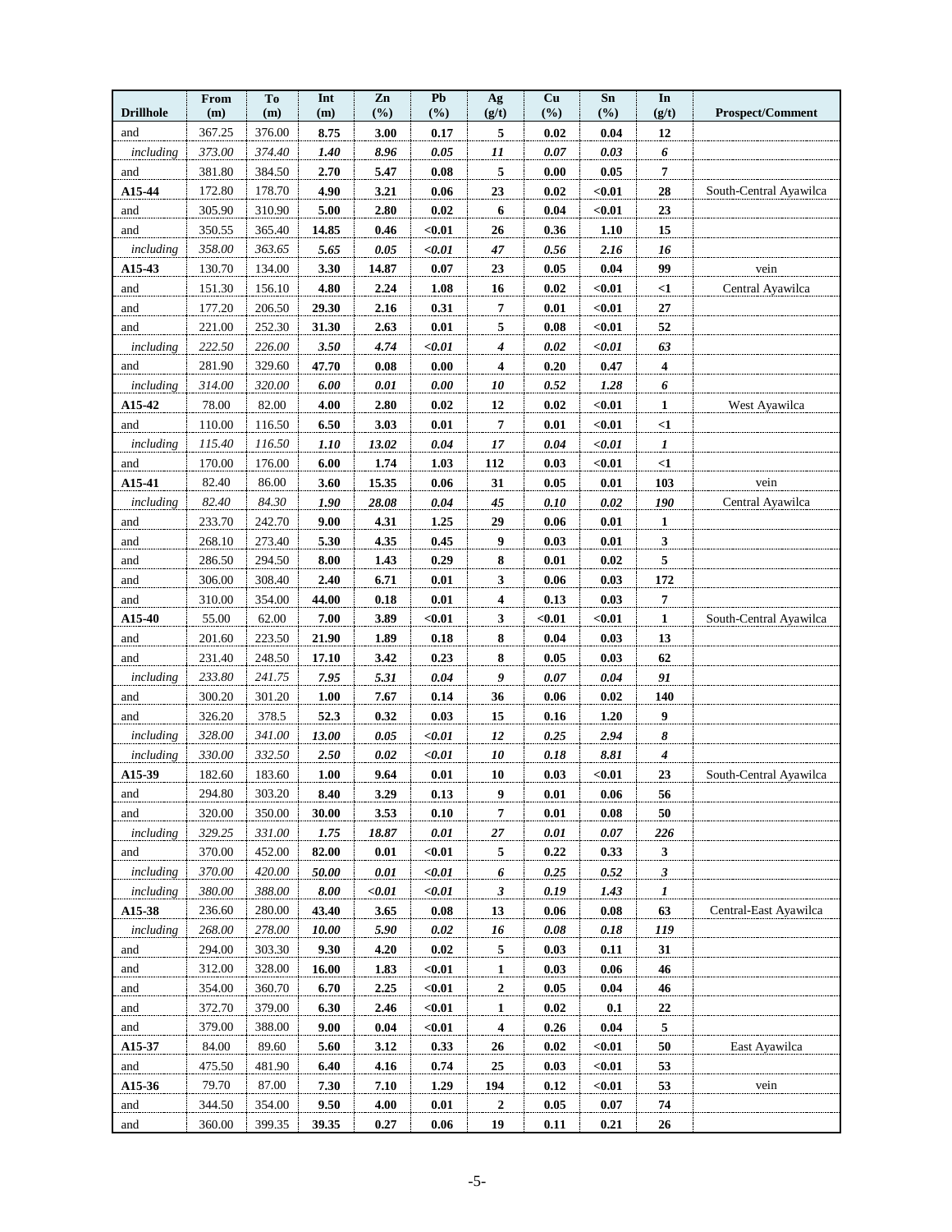| Drillhole | From (m) | To (m) | Int (m) | Zn (%) | Pb (%) | Ag (g/t) | Cu (%) | Sn (%) | In (g/t) | Prospect/Comment |
|---|---|---|---|---|---|---|---|---|---|---|
| and | 367.25 | 376.00 | **8.75** | **3.00** | **0.17** | **5** | **0.02** | **0.04** | **12** | |
| *including* | *373.00* | *374.40* | ***1.40*** | ***8.96*** | ***0.05*** | ***11*** | ***0.07*** | ***0.03*** | ***6*** | |
| and | 381.80 | 384.50 | **2.70** | **5.47** | **0.08** | **5** | **0.00** | **0.05** | **7** | |
| **A15-44** | 172.80 | 178.70 | **4.90** | **3.21** | **0.06** | **23** | **0.02** | **<0.01** | **28** | South-Central Ayawilca |
| and | 305.90 | 310.90 | **5.00** | **2.80** | **0.02** | **6** | **0.04** | **<0.01** | **23** | |
| and | 350.55 | 365.40 | **14.85** | **0.46** | **<0.01** | **26** | **0.36** | **1.10** | **15** | |
| *including* | *358.00* | *363.65* | ***5.65*** | ***0.05*** | ***<0.01*** | ***47*** | ***0.56*** | ***2.16*** | ***16*** | |
| **A15-43** | 130.70 | 134.00 | **3.30** | **14.87** | **0.07** | **23** | **0.05** | **0.04** | **99** | vein |
| and | 151.30 | 156.10 | **4.80** | **2.24** | **1.08** | **16** | **0.02** | **<0.01** | **<1** | Central Ayawilca |
| and | 177.20 | 206.50 | **29.30** | **2.16** | **0.31** | **7** | **0.01** | **<0.01** | **27** | |
| and | 221.00 | 252.30 | **31.30** | **2.63** | **0.01** | **5** | **0.08** | **<0.01** | **52** | |
| *including* | *222.50* | *226.00* | ***3.50*** | ***4.74*** | ***<0.01*** | ***4*** | ***0.02*** | ***<0.01*** | ***63*** | |
| and | 281.90 | 329.60 | **47.70** | **0.08** | **0.00** | **4** | **0.20** | **0.47** | **4** | |
| *including* | *314.00* | *320.00* | ***6.00*** | ***0.01*** | ***0.00*** | ***10*** | ***0.52*** | ***1.28*** | ***6*** | |
| **A15-42** | 78.00 | 82.00 | **4.00** | **2.80** | **0.02** | **12** | **0.02** | **<0.01** | **1** | West Ayawilca |
| and | 110.00 | 116.50 | **6.50** | **3.03** | **0.01** | **7** | **0.01** | **<0.01** | **<1** | |
| *including* | *115.40* | *116.50* | ***1.10*** | ***13.02*** | ***0.04*** | ***17*** | ***0.04*** | ***<0.01*** | ***1*** | |
| and | 170.00 | 176.00 | **6.00** | **1.74** | **1.03** | **112** | **0.03** | **<0.01** | **<1** | |
| **A15-41** | 82.40 | 86.00 | **3.60** | **15.35** | **0.06** | **31** | **0.05** | **0.01** | **103** | vein |
| *including* | *82.40* | *84.30* | ***1.90*** | ***28.08*** | ***0.04*** | ***45*** | ***0.10*** | ***0.02*** | ***190*** | Central Ayawilca |
| and | 233.70 | 242.70 | **9.00** | **4.31** | **1.25** | **29** | **0.06** | **0.01** | **1** | |
| and | 268.10 | 273.40 | **5.30** | **4.35** | **0.45** | **9** | **0.03** | **0.01** | **3** | |
| and | 286.50 | 294.50 | **8.00** | **1.43** | **0.29** | **8** | **0.01** | **0.02** | **5** | |
| and | 306.00 | 308.40 | **2.40** | **6.71** | **0.01** | **3** | **0.06** | **0.03** | **172** | |
| and | 310.00 | 354.00 | **44.00** | **0.18** | **0.01** | **4** | **0.13** | **0.03** | **7** | |
| **A15-40** | 55.00 | 62.00 | **7.00** | **3.89** | **<0.01** | **3** | **<0.01** | **<0.01** | **1** | South-Central Ayawilca |
| and | 201.60 | 223.50 | **21.90** | **1.89** | **0.18** | **8** | **0.04** | **0.03** | **13** | |
| and | 231.40 | 248.50 | **17.10** | **3.42** | **0.23** | **8** | **0.05** | **0.03** | **62** | |
| *including* | *233.80* | *241.75* | ***7.95*** | ***5.31*** | ***0.04*** | ***9*** | ***0.07*** | ***0.04*** | ***91*** | |
| and | 300.20 | 301.20 | **1.00** | **7.67** | **0.14** | **36** | **0.06** | **0.02** | **140** | |
| and | 326.20 | 378.5 | **52.3** | **0.32** | **0.03** | **15** | **0.16** | **1.20** | **9** | |
| *including* | *328.00* | *341.00* | ***13.00*** | ***0.05*** | ***<0.01*** | ***12*** | ***0.25*** | ***2.94*** | ***8*** | |
| *including* | *330.00* | *332.50* | ***2.50*** | ***0.02*** | ***<0.01*** | ***10*** | ***0.18*** | ***8.81*** | ***4*** | |
| **A15-39** | 182.60 | 183.60 | **1.00** | **9.64** | **0.01** | **10** | **0.03** | **<0.01** | **23** | South-Central Ayawilca |
| and | 294.80 | 303.20 | **8.40** | **3.29** | **0.13** | **9** | **0.01** | **0.06** | **56** | |
| and | 320.00 | 350.00 | **30.00** | **3.53** | **0.10** | **7** | **0.01** | **0.08** | **50** | |
| *including* | *329.25* | *331.00* | ***1.75*** | ***18.87*** | ***0.01*** | ***27*** | ***0.01*** | ***0.07*** | ***226*** | |
| and | 370.00 | 452.00 | **82.00** | **0.01** | **<0.01** | **5** | **0.22** | **0.33** | **3** | |
| *including* | *370.00* | *420.00* | ***50.00*** | ***0.01*** | ***<0.01*** | ***6*** | ***0.25*** | ***0.52*** | ***3*** | |
| *including* | *380.00* | *388.00* | ***8.00*** | ***<0.01*** | ***<0.01*** | ***3*** | ***0.19*** | ***1.43*** | ***1*** | |
| **A15-38** | 236.60 | 280.00 | **43.40** | **3.65** | **0.08** | **13** | **0.06** | **0.08** | **63** | Central-East Ayawilca |
| *including* | *268.00* | *278.00* | ***10.00*** | ***5.90*** | ***0.02*** | ***16*** | ***0.08*** | ***0.18*** | ***119*** | |
| and | 294.00 | 303.30 | **9.30** | **4.20** | **0.02** | **5** | **0.03** | **0.11** | **31** | |
| and | 312.00 | 328.00 | **16.00** | **1.83** | **<0.01** | **1** | **0.03** | **0.06** | **46** | |
| and | 354.00 | 360.70 | **6.70** | **2.25** | **<0.01** | **2** | **0.05** | **0.04** | **46** | |
| and | 372.70 | 379.00 | **6.30** | **2.46** | **<0.01** | **1** | **0.02** | **0.1** | **22** | |
| and | 379.00 | 388.00 | **9.00** | **0.04** | **<0.01** | **4** | **0.26** | **0.04** | **5** | |
| **A15-37** | 84.00 | 89.60 | **5.60** | **3.12** | **0.33** | **26** | **0.02** | **<0.01** | **50** | East Ayawilca |
| and | 475.50 | 481.90 | **6.40** | **4.16** | **0.74** | **25** | **0.03** | **<0.01** | **53** | |
| **A15-36** | 79.70 | 87.00 | **7.30** | **7.10** | **1.29** | **194** | **0.12** | **<0.01** | **53** | vein |
| and | 344.50 | 354.00 | **9.50** | **4.00** | **0.01** | **2** | **0.05** | **0.07** | **74** | |
| and | 360.00 | 399.35 | **39.35** | **0.27** | **0.06** | **19** | **0.11** | **0.21** | **26** | |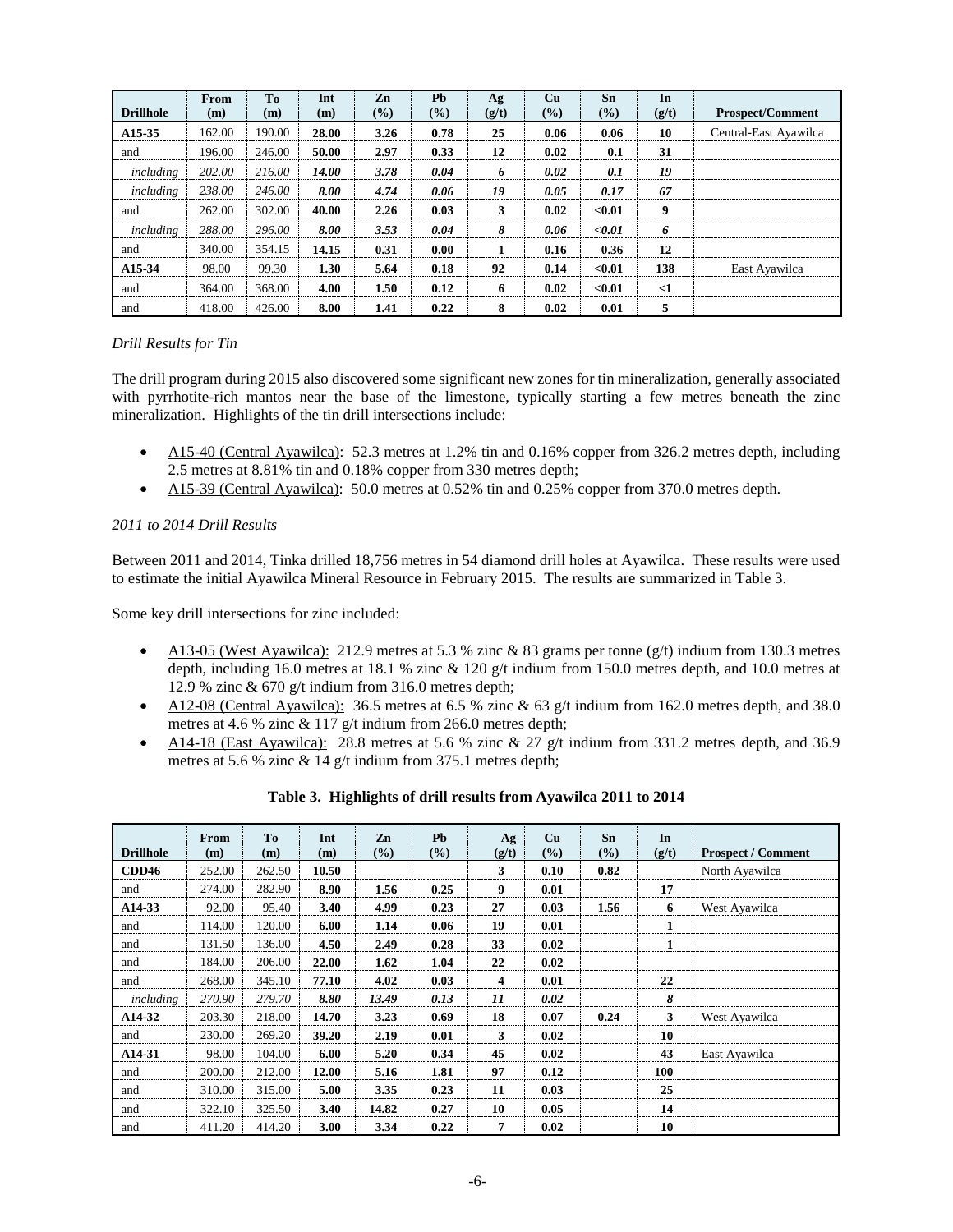| Drillhole | From (m) | To (m) | Int (m) | Zn (%) | Pb (%) | Ag (g/t) | Cu (%) | Sn (%) | In (g/t) | Prospect/Comment |
|---|---|---|---|---|---|---|---|---|---|---|
| **A15-35** | 162.00 | 190.00 | **28.00** | **3.26** | **0.78** | **25** | **0.06** | **0.06** | **10** | Central-East Ayawilca |
| and | 196.00 | 246.00 | **50.00** | **2.97** | **0.33** | **12** | **0.02** | **0.1** | **31** | |
| *including* | *202.00* | *216.00* | ***14.00*** | ***3.78*** | ***0.04*** | ***6*** | ***0.02*** | ***0.1*** | ***19*** | |
| *including* | *238.00* | *246.00* | ***8.00*** | ***4.74*** | ***0.06*** | ***19*** | ***0.05*** | ***0.17*** | ***67*** | |
| and | 262.00 | 302.00 | **40.00** | **2.26** | **0.03** | **3** | **0.02** | **<0.01** | **9** | |
| *including* | *288.00* | *296.00* | ***8.00*** | ***3.53*** | ***0.04*** | ***8*** | ***0.06*** | ***<0.01*** | ***6*** | |
| and | 340.00 | 354.15 | **14.15** | **0.31** | **0.00** | **1** | **0.16** | **0.36** | **12** | |
| **A15-34** | 98.00 | 99.30 | **1.30** | **5.64** | **0.18** | **92** | **0.14** | **<0.01** | **138** | East Ayawilca |
| and | 364.00 | 368.00 | **4.00** | **1.50** | **0.12** | **6** | **0.02** | **<0.01** | **<1** | |
| and | 418.00 | 426.00 | **8.00** | **1.41** | **0.22** | **8** | **0.02** | **0.01** | **5** | |

*Drill Results for Tin*

The drill program during 2015 also discovered some significant new zones for tin mineralization, generally associated with pyrrhotite-rich mantos near the base of the limestone, typically starting a few metres beneath the zinc mineralization. Highlights of the tin drill intersections include:

- A15-40 (Central Ayawilca): 52.3 metres at 1.2% tin and 0.16% copper from 326.2 metres depth, including 2.5 metres at 8.81% tin and 0.18% copper from 330 metres depth;
- A15-39 (Central Ayawilca): 50.0 metres at 0.52% tin and 0.25% copper from 370.0 metres depth.

*2011 to 2014 Drill Results*

Between 2011 and 2014, Tinka drilled 18,756 metres in 54 diamond drill holes at Ayawilca. These results were used to estimate the initial Ayawilca Mineral Resource in February 2015. The results are summarized in Table 3.

Some key drill intersections for zinc included:

- A13-05 (West Ayawilca): 212.9 metres at 5.3 % zinc & 83 grams per tonne (g/t) indium from 130.3 metres depth, including 16.0 metres at 18.1 % zinc & 120 g/t indium from 150.0 metres depth, and 10.0 metres at 12.9 % zinc & 670 g/t indium from 316.0 metres depth;
- A12-08 (Central Ayawilca): 36.5 metres at 6.5 % zinc & 63 g/t indium from 162.0 metres depth, and 38.0 metres at 4.6 % zinc & 117 g/t indium from 266.0 metres depth;
- A14-18 (East Ayawilca): 28.8 metres at 5.6 % zinc & 27 g/t indium from 331.2 metres depth, and 36.9 metres at 5.6 % zinc & 14 g/t indium from 375.1 metres depth;

**Table 3. Highlights of drill results from Ayawilca 2011 to 2014**

| Drillhole | From (m) | To (m) | Int (m) | Zn (%) | Pb (%) | Ag (g/t) | Cu (%) | Sn (%) | In (g/t) | Prospect / Comment |
|---|---|---|---|---|---|---|---|---|---|---|
| **CDD46** | 252.00 | 262.50 | **10.50** | | | **3** | **0.10** | **0.82** | | North Ayawilca |
| and | 274.00 | 282.90 | **8.90** | **1.56** | **0.25** | **9** | **0.01** | | **17** | |
| **A14-33** | 92.00 | 95.40 | **3.40** | **4.99** | **0.23** | **27** | **0.03** | **1.56** | **6** | West Ayawilca |
| and | 114.00 | 120.00 | **6.00** | **1.14** | **0.06** | **19** | **0.01** | | **1** | |
| and | 131.50 | 136.00 | **4.50** | **2.49** | **0.28** | **33** | **0.02** | | **1** | |
| and | 184.00 | 206.00 | **22.00** | **1.62** | **1.04** | **22** | **0.02** | | | |
| and | 268.00 | 345.10 | **77.10** | **4.02** | **0.03** | **4** | **0.01** | | **22** | |
| *including* | *270.90* | *279.70* | ***8.80*** | ***13.49*** | ***0.13*** | ***11*** | ***0.02*** | | ***8*** | |
| **A14-32** | 203.30 | 218.00 | **14.70** | **3.23** | **0.69** | **18** | **0.07** | **0.24** | **3** | West Ayawilca |
| and | 230.00 | 269.20 | **39.20** | **2.19** | **0.01** | **3** | **0.02** | | **10** | |
| **A14-31** | 98.00 | 104.00 | **6.00** | **5.20** | **0.34** | **45** | **0.02** | | **43** | East Ayawilca |
| and | 200.00 | 212.00 | **12.00** | **5.16** | **1.81** | **97** | **0.12** | | **100** | |
| and | 310.00 | 315.00 | **5.00** | **3.35** | **0.23** | **11** | **0.03** | | **25** | |
| and | 322.10 | 325.50 | **3.40** | **14.82** | **0.27** | **10** | **0.05** | | **14** | |
| and | 411.20 | 414.20 | **3.00** | **3.34** | **0.22** | **7** | **0.02** | | **10** | |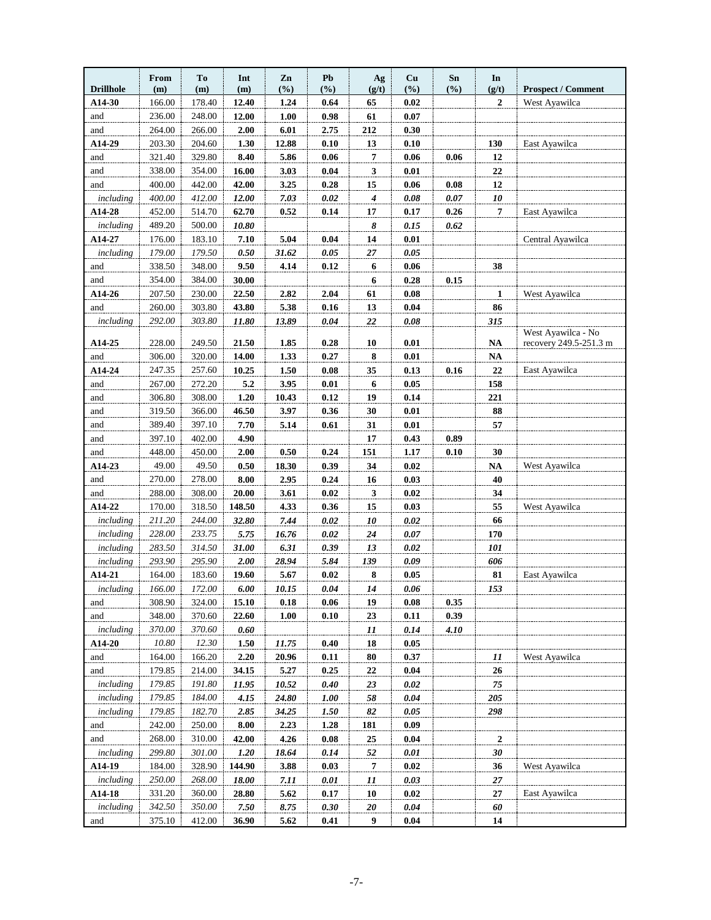| Drillhole | From (m) | To (m) | Int (m) | Zn (%) | Pb (%) | Ag (g/t) | Cu (%) | Sn (%) | In (g/t) | Prospect / Comment |
|---|---|---|---|---|---|---|---|---|---|---|
| **A14-30** | 166.00 | 178.40 | **12.40** | **1.24** | **0.64** | **65** | **0.02** | | **2** | West Ayawilca |
| and | 236.00 | 248.00 | **12.00** | **1.00** | **0.98** | **61** | **0.07** | | | |
| and | 264.00 | 266.00 | **2.00** | **6.01** | **2.75** | **212** | **0.30** | | | |
| **A14-29** | 203.30 | 204.60 | **1.30** | **12.88** | **0.10** | **13** | **0.10** | | **130** | East Ayawilca |
| and | 321.40 | 329.80 | **8.40** | **5.86** | **0.06** | **7** | **0.06** | **0.06** | **12** | |
| and | 338.00 | 354.00 | **16.00** | **3.03** | **0.04** | **3** | **0.01** | | **22** | |
| and | 400.00 | 442.00 | **42.00** | **3.25** | **0.28** | **15** | **0.06** | **0.08** | **12** | |
| *including* | *400.00* | *412.00* | ***12.00*** | ***7.03*** | ***0.02*** | ***4*** | ***0.08*** | ***0.07*** | ***10*** | |
| **A14-28** | 452.00 | 514.70 | **62.70** | **0.52** | **0.14** | **17** | **0.17** | **0.26** | **7** | East Ayawilca |
| *including* | 489.20 | 500.00 | ***10.80*** | | | ***8*** | ***0.15*** | ***0.62*** | | |
| **A14-27** | 176.00 | 183.10 | **7.10** | **5.04** | **0.04** | **14** | **0.01** | | | Central Ayawilca |
| *including* | *179.00* | *179.50* | ***0.50*** | ***31.62*** | ***0.05*** | ***27*** | ***0.05*** | | | |
| and | 338.50 | 348.00 | **9.50** | **4.14** | **0.12** | **6** | **0.06** | | **38** | |
| and | 354.00 | 384.00 | **30.00** | | | **6** | **0.28** | **0.15** | | |
| **A14-26** | 207.50 | 230.00 | **22.50** | **2.82** | **2.04** | **61** | **0.08** | | **1** | West Ayawilca |
| and | 260.00 | 303.80 | **43.80** | **5.38** | **0.16** | **13** | **0.04** | | **86** | |
| *including* | *292.00* | *303.80* | ***11.80*** | ***13.89*** | ***0.04*** | ***22*** | ***0.08*** | | ***315*** | |
| **A14-25** | 228.00 | 249.50 | **21.50** | **1.85** | **0.28** | **10** | **0.01** | | **NA** | West Ayawilca - No recovery 249.5-251.3 m |
| and | 306.00 | 320.00 | **14.00** | **1.33** | **0.27** | **8** | **0.01** | | **NA** | |
| **A14-24** | 247.35 | 257.60 | **10.25** | **1.50** | **0.08** | **35** | **0.13** | **0.16** | **22** | East Ayawilca |
| and | 267.00 | 272.20 | **5.2** | **3.95** | **0.01** | **6** | **0.05** | | **158** | |
| and | 306.80 | 308.00 | **1.20** | **10.43** | **0.12** | **19** | **0.14** | | **221** | |
| and | 319.50 | 366.00 | **46.50** | **3.97** | **0.36** | **30** | **0.01** | | **88** | |
| and | 389.40 | 397.10 | **7.70** | **5.14** | **0.61** | **31** | **0.01** | | **57** | |
| and | 397.10 | 402.00 | **4.90** | | | **17** | **0.43** | **0.89** | | |
| and | 448.00 | 450.00 | **2.00** | **0.50** | **0.24** | **151** | **1.17** | **0.10** | **30** | |
| **A14-23** | 49.00 | 49.50 | **0.50** | **18.30** | **0.39** | **34** | **0.02** | | **NA** | West Ayawilca |
| and | 270.00 | 278.00 | **8.00** | **2.95** | **0.24** | **16** | **0.03** | | **40** | |
| and | 288.00 | 308.00 | **20.00** | **3.61** | **0.02** | **3** | **0.02** | | **34** | |
| **A14-22** | 170.00 | 318.50 | **148.50** | **4.33** | **0.36** | **15** | **0.03** | | **55** | West Ayawilca |
| *including* | *211.20* | *244.00* | ***32.80*** | ***7.44*** | ***0.02*** | ***10*** | ***0.02*** | | **66** | |
| *including* | *228.00* | *233.75* | ***5.75*** | ***16.76*** | ***0.02*** | ***24*** | ***0.07*** | | **170** | |
| *including* | *283.50* | *314.50* | ***31.00*** | ***6.31*** | ***0.39*** | ***13*** | ***0.02*** | | ***101*** | |
| *including* | *293.90* | *295.90* | ***2.00*** | ***28.94*** | ***5.84*** | ***139*** | ***0.09*** | | ***606*** | |
| **A14-21** | 164.00 | 183.60 | **19.60** | **5.67** | **0.02** | **8** | **0.05** | | **81** | East Ayawilca |
| *including* | *166.00* | *172.00* | ***6.00*** | ***10.15*** | ***0.04*** | ***14*** | ***0.06*** | | ***153*** | |
| and | 308.90 | 324.00 | **15.10** | **0.18** | **0.06** | **19** | **0.08** | **0.35** | | |
| and | 348.00 | 370.60 | **22.60** | **1.00** | **0.10** | **23** | **0.11** | **0.39** | | |
| *including* | *370.00* | *370.60* | ***0.60*** | | | ***11*** | ***0.14*** | ***4.10*** | | |
| **A14-20** | *10.80* | *12.30* | **1.50** | *11.75* | **0.40** | **18** | **0.05** | | | |
| and | 164.00 | 166.20 | **2.20** | **20.96** | **0.11** | **80** | **0.37** | | ***11*** | West Ayawilca |
| and | 179.85 | 214.00 | **34.15** | **5.27** | **0.25** | **22** | **0.04** | | **26** | |
| *including* | *179.85* | *191.80* | ***11.95*** | ***10.52*** | ***0.40*** | ***23*** | ***0.02*** | | ***75*** | |
| *including* | *179.85* | *184.00* | ***4.15*** | ***24.80*** | ***1.00*** | ***58*** | ***0.04*** | | ***205*** | |
| *including* | *179.85* | *182.70* | ***2.85*** | ***34.25*** | ***1.50*** | ***82*** | ***0.05*** | | ***298*** | |
| and | 242.00 | 250.00 | **8.00** | **2.23** | **1.28** | **181** | **0.09** | | | |
| and | 268.00 | 310.00 | **42.00** | **4.26** | **0.08** | **25** | **0.04** | | **2** | |
| *including* | *299.80* | *301.00* | ***1.20*** | ***18.64*** | ***0.14*** | ***52*** | ***0.01*** | | ***30*** | |
| **A14-19** | 184.00 | 328.90 | **144.90** | **3.88** | **0.03** | **7** | **0.02** | | **36** | West Ayawilca |
| *including* | *250.00* | *268.00* | ***18.00*** | ***7.11*** | ***0.01*** | ***11*** | ***0.03*** | | ***27*** | |
| **A14-18** | 331.20 | 360.00 | **28.80** | **5.62** | **0.17** | **10** | **0.02** | | **27** | East Ayawilca |
| *including* | *342.50* | *350.00* | ***7.50*** | ***8.75*** | ***0.30*** | ***20*** | ***0.04*** | | ***60*** | |
| and | 375.10 | 412.00 | **36.90** | **5.62** | **0.41** | **9** | **0.04** | | **14** | |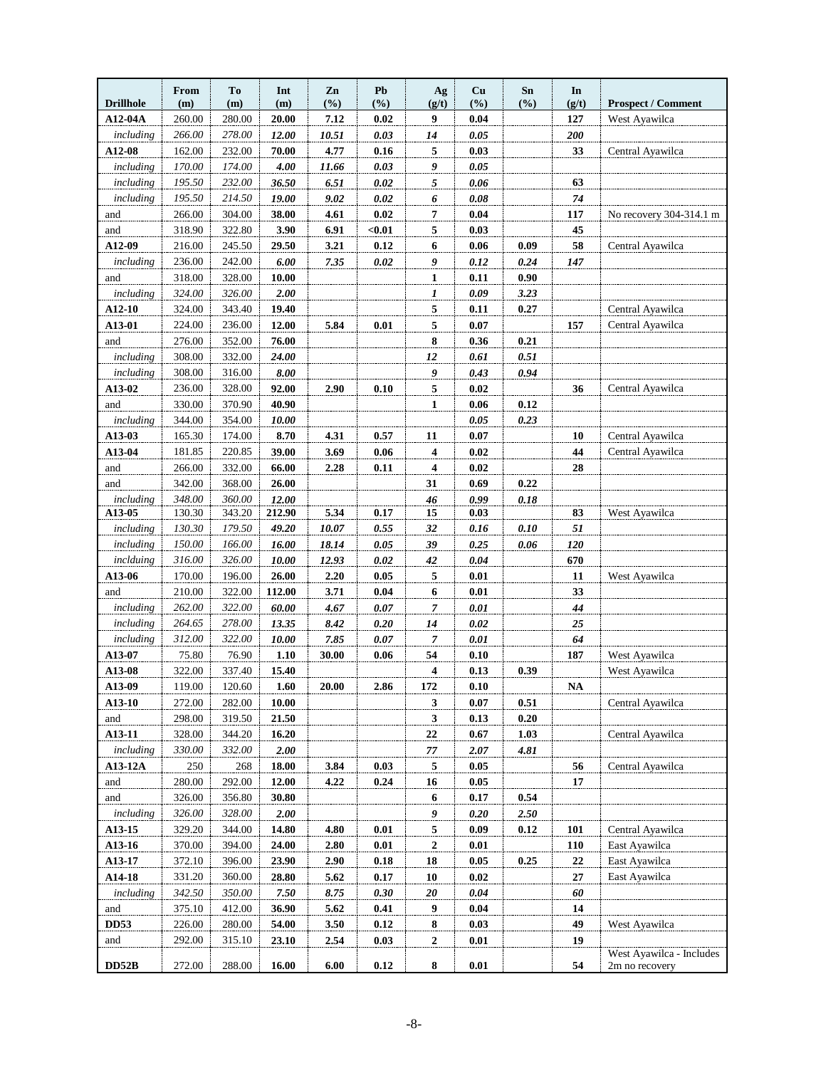| Drillhole | From (m) | To (m) | Int (m) | Zn (%) | Pb (%) | Ag (g/t) | Cu (%) | Sn (%) | In (g/t) | Prospect / Comment |
|---|---|---|---|---|---|---|---|---|---|---|
| **A12-04A** | 260.00 | 280.00 | **20.00** | **7.12** | **0.02** | **9** | **0.04** | | **127** | West Ayawilca |
| *including* | *266.00* | *278.00* | ***12.00*** | ***10.51*** | ***0.03*** | ***14*** | ***0.05*** | | ***200*** | |
| **A12-08** | 162.00 | 232.00 | **70.00** | **4.77** | **0.16** | **5** | **0.03** | | **33** | Central Ayawilca |
| *including* | *170.00* | *174.00* | ***4.00*** | ***11.66*** | ***0.03*** | ***9*** | ***0.05*** | | | |
| *including* | *195.50* | *232.00* | ***36.50*** | ***6.51*** | ***0.02*** | ***5*** | ***0.06*** | | **63** | |
| *including* | *195.50* | *214.50* | ***19.00*** | ***9.02*** | ***0.02*** | ***6*** | ***0.08*** | | ***74*** | |
| and | 266.00 | 304.00 | **38.00** | **4.61** | **0.02** | **7** | **0.04** | | **117** | No recovery 304-314.1 m |
| and | 318.90 | 322.80 | **3.90** | **6.91** | **<0.01** | **5** | **0.03** | | **45** | |
| **A12-09** | 216.00 | 245.50 | **29.50** | **3.21** | **0.12** | **6** | **0.06** | **0.09** | **58** | Central Ayawilca |
| *including* | 236.00 | 242.00 | ***6.00*** | ***7.35*** | ***0.02*** | ***9*** | ***0.12*** | ***0.24*** | ***147*** | |
| and | 318.00 | 328.00 | **10.00** | | | **1** | **0.11** | **0.90** | | |
| *including* | *324.00* | *326.00* | ***2.00*** | | | ***1*** | ***0.09*** | ***3.23*** | | |
| **A12-10** | 324.00 | 343.40 | **19.40** | | | **5** | **0.11** | **0.27** | | Central Ayawilca |
| **A13-01** | 224.00 | 236.00 | **12.00** | **5.84** | **0.01** | **5** | **0.07** | | **157** | Central Ayawilca |
| and | 276.00 | 352.00 | **76.00** | | | **8** | **0.36** | **0.21** | | |
| *including* | 308.00 | 332.00 | ***24.00*** | | | ***12*** | ***0.61*** | ***0.51*** | | |
| *including* | 308.00 | 316.00 | ***8.00*** | | | ***9*** | ***0.43*** | ***0.94*** | | |
| **A13-02** | 236.00 | 328.00 | **92.00** | **2.90** | **0.10** | **5** | **0.02** | | **36** | Central Ayawilca |
| and | 330.00 | 370.90 | **40.90** | | | **1** | **0.06** | **0.12** | | |
| *including* | 344.00 | 354.00 | ***10.00*** | | | | ***0.05*** | ***0.23*** | | |
| **A13-03** | 165.30 | 174.00 | **8.70** | **4.31** | **0.57** | **11** | **0.07** | | **10** | Central Ayawilca |
| **A13-04** | 181.85 | 220.85 | **39.00** | **3.69** | **0.06** | **4** | **0.02** | | **44** | Central Ayawilca |
| and | 266.00 | 332.00 | **66.00** | **2.28** | **0.11** | **4** | **0.02** | | **28** | |
| and | 342.00 | 368.00 | **26.00** | | | **31** | **0.69** | **0.22** | | |
| *including* | *348.00* | *360.00* | ***12.00*** | | | ***46*** | ***0.99*** | ***0.18*** | | |
| **A13-05** | 130.30 | 343.20 | **212.90** | **5.34** | **0.17** | **15** | **0.03** | | **83** | West Ayawilca |
| *including* | *130.30* | *179.50* | ***49.20*** | ***10.07*** | ***0.55*** | ***32*** | ***0.16*** | ***0.10*** | ***51*** | |
| *including* | *150.00* | *166.00* | ***16.00*** | ***18.14*** | ***0.05*** | ***39*** | ***0.25*** | ***0.06*** | ***120*** | |
| *inclduing* | *316.00* | *326.00* | ***10.00*** | ***12.93*** | ***0.02*** | ***42*** | ***0.04*** | | **670** | |
| **A13-06** | 170.00 | 196.00 | **26.00** | **2.20** | **0.05** | **5** | **0.01** | | **11** | West Ayawilca |
| and | 210.00 | 322.00 | **112.00** | **3.71** | **0.04** | **6** | **0.01** | | **33** | |
| *including* | *262.00* | *322.00* | ***60.00*** | ***4.67*** | ***0.07*** | ***7*** | ***0.01*** | | ***44*** | |
| *including* | *264.65* | *278.00* | ***13.35*** | ***8.42*** | ***0.20*** | ***14*** | ***0.02*** | | ***25*** | |
| *including* | *312.00* | *322.00* | ***10.00*** | ***7.85*** | ***0.07*** | ***7*** | ***0.01*** | | ***64*** | |
| **A13-07** | 75.80 | 76.90 | **1.10** | **30.00** | **0.06** | **54** | **0.10** | | **187** | West Ayawilca |
| **A13-08** | 322.00 | 337.40 | **15.40** | | | **4** | **0.13** | **0.39** | | West Ayawilca |
| **A13-09** | 119.00 | 120.60 | **1.60** | **20.00** | **2.86** | **172** | **0.10** | | **NA** | |
| **A13-10** | 272.00 | 282.00 | **10.00** | | | **3** | **0.07** | **0.51** | | Central Ayawilca |
| and | 298.00 | 319.50 | **21.50** | | | **3** | **0.13** | **0.20** | | |
| **A13-11** | 328.00 | 344.20 | **16.20** | | | **22** | **0.67** | **1.03** | | Central Ayawilca |
| *including* | *330.00* | *332.00* | ***2.00*** | | | ***77*** | ***2.07*** | ***4.81*** | | |
| **A13-12A** | 250 | 268 | **18.00** | **3.84** | **0.03** | **5** | **0.05** | | **56** | Central Ayawilca |
| and | 280.00 | 292.00 | **12.00** | **4.22** | **0.24** | **16** | **0.05** | | **17** | |
| and | 326.00 | 356.80 | **30.80** | | | **6** | **0.17** | **0.54** | | |
| *including* | *326.00* | *328.00* | ***2.00*** | | | ***9*** | ***0.20*** | ***2.50*** | | |
| **A13-15** | 329.20 | 344.00 | **14.80** | **4.80** | **0.01** | **5** | **0.09** | **0.12** | **101** | Central Ayawilca |
| **A13-16** | 370.00 | 394.00 | **24.00** | **2.80** | **0.01** | **2** | **0.01** | | **110** | East Ayawilca |
| **A13-17** | 372.10 | 396.00 | **23.90** | **2.90** | **0.18** | **18** | **0.05** | **0.25** | **22** | East Ayawilca |
| **A14-18** | 331.20 | 360.00 | **28.80** | **5.62** | **0.17** | **10** | **0.02** | | **27** | East Ayawilca |
| *including* | *342.50* | *350.00* | ***7.50*** | ***8.75*** | ***0.30*** | ***20*** | ***0.04*** | | ***60*** | |
| and | 375.10 | 412.00 | **36.90** | **5.62** | **0.41** | **9** | **0.04** | | **14** | |
| **DD53** | 226.00 | 280.00 | **54.00** | **3.50** | **0.12** | **8** | **0.03** | | **49** | West Ayawilca |
| and | 292.00 | 315.10 | **23.10** | **2.54** | **0.03** | **2** | **0.01** | | **19** | |
| **DD52B** | 272.00 | 288.00 | **16.00** | **6.00** | **0.12** | **8** | **0.01** | | **54** | West Ayawilca - Includes 2m no recovery |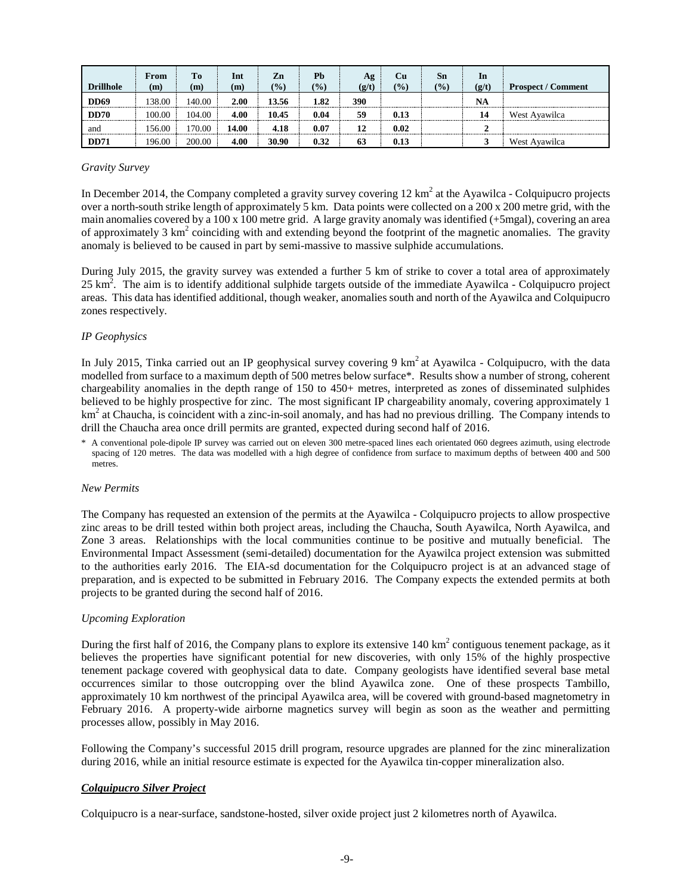| Drillhole | From (m) | To (m) | Int (m) | Zn (%) | Pb (%) | Ag (g/t) | Cu (%) | Sn (%) | In (g/t) | Prospect / Comment |
|---|---|---|---|---|---|---|---|---|---|---|
| **DD69** | 138.00 | 140.00 | **2.00** | **13.56** | **1.82** | **390** | | | **NA** | |
| **DD70** | 100.00 | 104.00 | **4.00** | **10.45** | **0.04** | **59** | **0.13** | | **14** | West Ayawilca |
| and | 156.00 | 170.00 | **14.00** | **4.18** | **0.07** | **12** | **0.02** | | **2** | |
| **DD71** | 196.00 | 200.00 | **4.00** | **30.90** | **0.32** | **63** | **0.13** | | **3** | West Ayawilca |

*Gravity Survey*

In December 2014, the Company completed a gravity survey covering 12 km$^2$ at the Ayawilca - Colquipucro projects over a north-south strike length of approximately 5 km. Data points were collected on a 200 x 200 metre grid, with the main anomalies covered by a 100 x 100 metre grid. A large gravity anomaly was identified (+5mgal), covering an area of approximately 3 km$^2$ coinciding with and extending beyond the footprint of the magnetic anomalies. The gravity anomaly is believed to be caused in part by semi-massive to massive sulphide accumulations.

During July 2015, the gravity survey was extended a further 5 km of strike to cover a total area of approximately 25 km$^2$. The aim is to identify additional sulphide targets outside of the immediate Ayawilca - Colquipucro project areas. This data has identified additional, though weaker, anomalies south and north of the Ayawilca and Colquipucro zones respectively.

*IP Geophysics*

In July 2015, Tinka carried out an IP geophysical survey covering 9 km$^2$ at Ayawilca - Colquipucro, with the data modelled from surface to a maximum depth of 500 metres below surface*. Results show a number of strong, coherent chargeability anomalies in the depth range of 150 to 450+ metres, interpreted as zones of disseminated sulphides believed to be highly prospective for zinc. The most significant IP chargeability anomaly, covering approximately 1 km$^2$ at Chaucha, is coincident with a zinc-in-soil anomaly, and has had no previous drilling. The Company intends to drill the Chaucha area once drill permits are granted, expected during second half of 2016.

\* A conventional pole-dipole IP survey was carried out on eleven 300 metre-spaced lines each orientated 060 degrees azimuth, using electrode spacing of 120 metres. The data was modelled with a high degree of confidence from surface to maximum depths of between 400 and 500 metres.

*New Permits*

The Company has requested an extension of the permits at the Ayawilca - Colquipucro projects to allow prospective zinc areas to be drill tested within both project areas, including the Chaucha, South Ayawilca, North Ayawilca, and Zone 3 areas. Relationships with the local communities continue to be positive and mutually beneficial. The Environmental Impact Assessment (semi-detailed) documentation for the Ayawilca project extension was submitted to the authorities early 2016. The EIA-sd documentation for the Colquipucro project is at an advanced stage of preparation, and is expected to be submitted in February 2016. The Company expects the extended permits at both projects to be granted during the second half of 2016.

*Upcoming Exploration*

During the first half of 2016, the Company plans to explore its extensive 140 km$^2$ contiguous tenement package, as it believes the properties have significant potential for new discoveries, with only 15% of the highly prospective tenement package covered with geophysical data to date. Company geologists have identified several base metal occurrences similar to those outcropping over the blind Ayawilca zone. One of these prospects Tambillo, approximately 10 km northwest of the principal Ayawilca area, will be covered with ground-based magnetometry in February 2016. A property-wide airborne magnetics survey will begin as soon as the weather and permitting processes allow, possibly in May 2016.

Following the Company's successful 2015 drill program, resource upgrades are planned for the zinc mineralization during 2016, while an initial resource estimate is expected for the Ayawilca tin-copper mineralization also.

***Colquipucro Silver Project***

Colquipucro is a near-surface, sandstone-hosted, silver oxide project just 2 kilometres north of Ayawilca.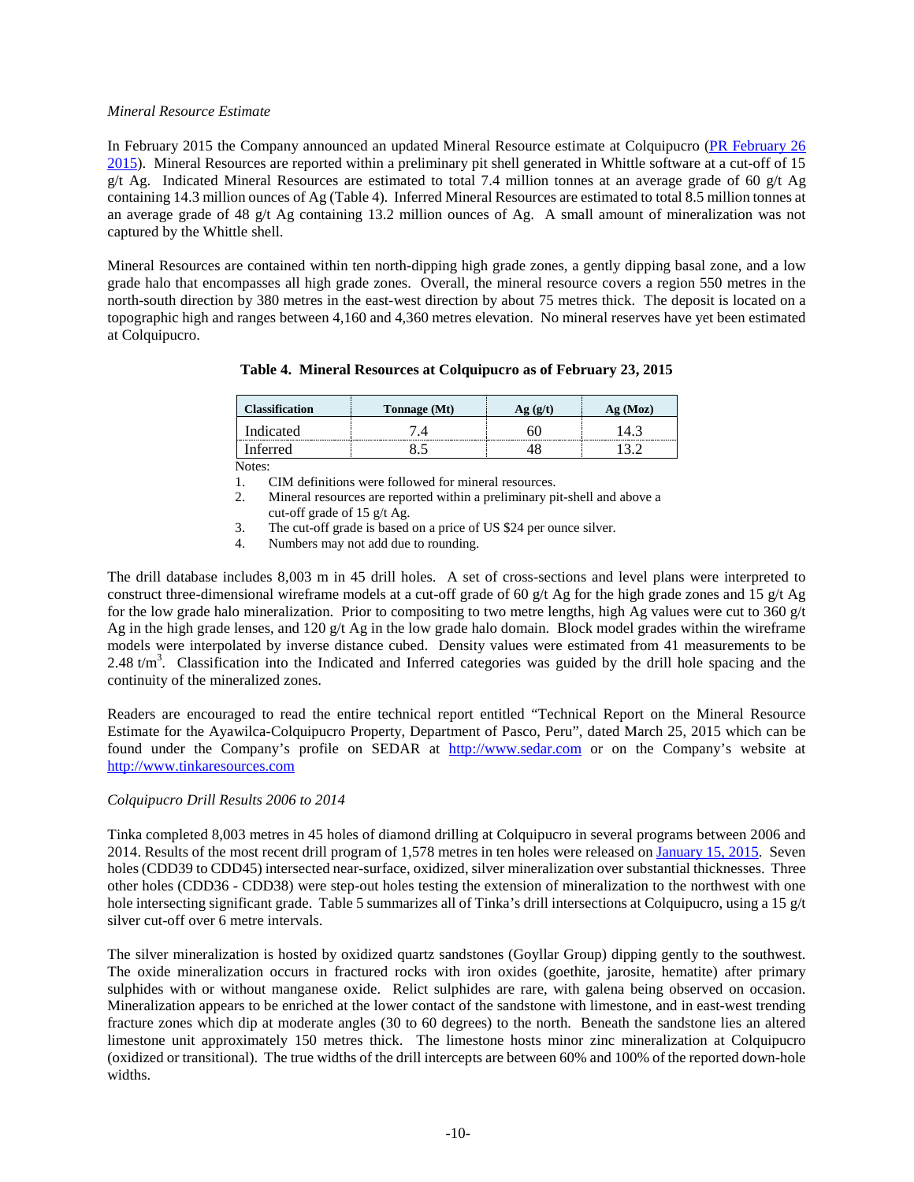*Mineral Resource Estimate*

In February 2015 the Company announced an updated Mineral Resource estimate at Colquipucro (PR February 26 2015). Mineral Resources are reported within a preliminary pit shell generated in Whittle software at a cut-off of 15 g/t Ag. Indicated Mineral Resources are estimated to total 7.4 million tonnes at an average grade of 60 g/t Ag containing 14.3 million ounces of Ag (Table 4). Inferred Mineral Resources are estimated to total 8.5 million tonnes at an average grade of 48 g/t Ag containing 13.2 million ounces of Ag. A small amount of mineralization was not captured by the Whittle shell.

Mineral Resources are contained within ten north-dipping high grade zones, a gently dipping basal zone, and a low grade halo that encompasses all high grade zones. Overall, the mineral resource covers a region 550 metres in the north-south direction by 380 metres in the east-west direction by about 75 metres thick. The deposit is located on a topographic high and ranges between 4,160 and 4,360 metres elevation. No mineral reserves have yet been estimated at Colquipucro.

**Table 4. Mineral Resources at Colquipucro as of February 23, 2015**

| Classification | Tonnage (Mt) | Ag (g/t) | Ag (Moz) |
|---|---|---|---|
| Indicated | 7.4 | 60 | 14.3 |
| Inferred | 8.5 | 48 | 13.2 |

Notes:

1. CIM definitions were followed for mineral resources.
2. Mineral resources are reported within a preliminary pit-shell and above a cut-off grade of 15 g/t Ag.
3. The cut-off grade is based on a price of US $24 per ounce silver.
4. Numbers may not add due to rounding.

The drill database includes 8,003 m in 45 drill holes. A set of cross-sections and level plans were interpreted to construct three-dimensional wireframe models at a cut-off grade of 60 g/t Ag for the high grade zones and 15 g/t Ag for the low grade halo mineralization. Prior to compositing to two metre lengths, high Ag values were cut to 360 g/t Ag in the high grade lenses, and 120 g/t Ag in the low grade halo domain. Block model grades within the wireframe models were interpolated by inverse distance cubed. Density values were estimated from 41 measurements to be 2.48 $t/m^3$. Classification into the Indicated and Inferred categories was guided by the drill hole spacing and the continuity of the mineralized zones.

Readers are encouraged to read the entire technical report entitled "Technical Report on the Mineral Resource Estimate for the Ayawilca-Colquipucro Property, Department of Pasco, Peru", dated March 25, 2015 which can be found under the Company's profile on SEDAR at http://www.sedar.com or on the Company's website at http://www.tinkaresources.com

*Colquipucro Drill Results 2006 to 2014*

Tinka completed 8,003 metres in 45 holes of diamond drilling at Colquipucro in several programs between 2006 and 2014. Results of the most recent drill program of 1,578 metres in ten holes were released on January 15, 2015. Seven holes (CDD39 to CDD45) intersected near-surface, oxidized, silver mineralization over substantial thicknesses. Three other holes (CDD36 - CDD38) were step-out holes testing the extension of mineralization to the northwest with one hole intersecting significant grade. Table 5 summarizes all of Tinka's drill intersections at Colquipucro, using a 15 g/t silver cut-off over 6 metre intervals.

The silver mineralization is hosted by oxidized quartz sandstones (Goyllar Group) dipping gently to the southwest. The oxide mineralization occurs in fractured rocks with iron oxides (goethite, jarosite, hematite) after primary sulphides with or without manganese oxide. Relict sulphides are rare, with galena being observed on occasion. Mineralization appears to be enriched at the lower contact of the sandstone with limestone, and in east-west trending fracture zones which dip at moderate angles (30 to 60 degrees) to the north. Beneath the sandstone lies an altered limestone unit approximately 150 metres thick. The limestone hosts minor zinc mineralization at Colquipucro (oxidized or transitional). The true widths of the drill intercepts are between 60% and 100% of the reported down-hole widths.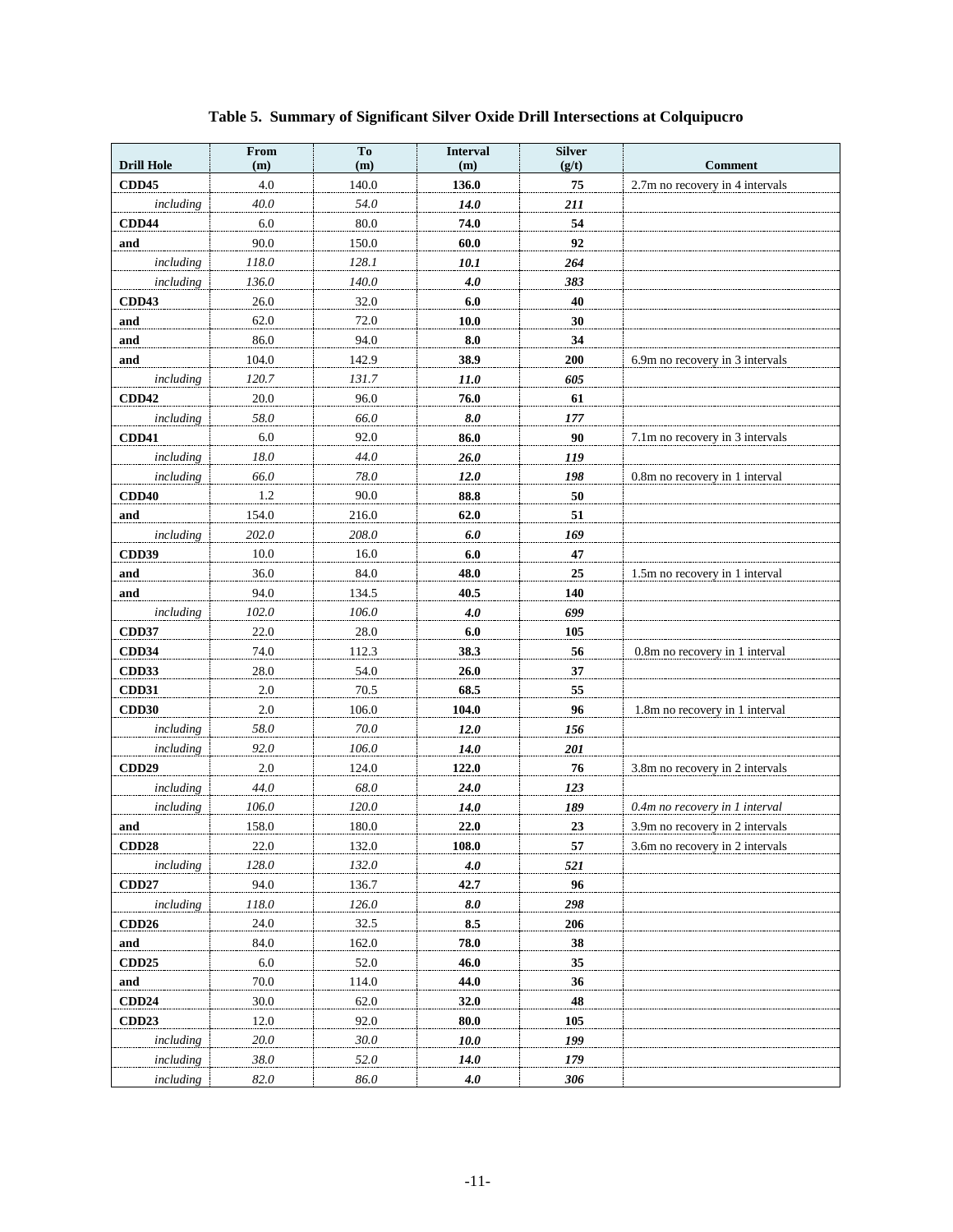**Table 5. Summary of Significant Silver Oxide Drill Intersections at Colquipucro**

| Drill Hole | From (m) | To (m) | Interval (m) | Silver (g/t) | Comment |
|---|---|---|---|---|---|
| **CDD45** | 4.0 | 140.0 | **136.0** | **75** | 2.7m no recovery in 4 intervals |
| *including* | *40.0* | *54.0* | ***14.0*** | ***211*** | |
| **CDD44** | 6.0 | 80.0 | **74.0** | **54** | |
| **and** | 90.0 | 150.0 | **60.0** | **92** | |
| *including* | *118.0* | *128.1* | ***10.1*** | ***264*** | |
| *including* | *136.0* | *140.0* | ***4.0*** | ***383*** | |
| **CDD43** | 26.0 | 32.0 | **6.0** | **40** | |
| **and** | 62.0 | 72.0 | **10.0** | **30** | |
| **and** | 86.0 | 94.0 | **8.0** | **34** | |
| **and** | 104.0 | 142.9 | **38.9** | **200** | 6.9m no recovery in 3 intervals |
| *including* | *120.7* | *131.7* | ***11.0*** | ***605*** | |
| **CDD42** | 20.0 | 96.0 | **76.0** | **61** | |
| *including* | *58.0* | *66.0* | ***8.0*** | ***177*** | |
| **CDD41** | 6.0 | 92.0 | **86.0** | **90** | 7.1m no recovery in 3 intervals |
| *including* | *18.0* | *44.0* | ***26.0*** | ***119*** | |
| *including* | *66.0* | *78.0* | ***12.0*** | ***198*** | 0.8m no recovery in 1 interval |
| **CDD40** | 1.2 | 90.0 | **88.8** | **50** | |
| **and** | 154.0 | 216.0 | **62.0** | **51** | |
| *including* | *202.0* | *208.0* | ***6.0*** | ***169*** | |
| **CDD39** | 10.0 | 16.0 | **6.0** | **47** | |
| **and** | 36.0 | 84.0 | **48.0** | **25** | 1.5m no recovery in 1 interval |
| **and** | 94.0 | 134.5 | **40.5** | **140** | |
| *including* | *102.0* | *106.0* | ***4.0*** | ***699*** | |
| **CDD37** | 22.0 | 28.0 | **6.0** | **105** | |
| **CDD34** | 74.0 | 112.3 | **38.3** | **56** | 0.8m no recovery in 1 interval |
| **CDD33** | 28.0 | 54.0 | **26.0** | **37** | |
| **CDD31** | 2.0 | 70.5 | **68.5** | **55** | |
| **CDD30** | 2.0 | 106.0 | **104.0** | **96** | 1.8m no recovery in 1 interval |
| *including* | *58.0* | *70.0* | ***12.0*** | ***156*** | |
| *including* | *92.0* | *106.0* | ***14.0*** | ***201*** | |
| **CDD29** | 2.0 | 124.0 | **122.0** | **76** | 3.8m no recovery in 2 intervals |
| *including* | *44.0* | *68.0* | ***24.0*** | ***123*** | |
| *including* | *106.0* | *120.0* | ***14.0*** | ***189*** | *0.4m no recovery in 1 interval* |
| **and** | 158.0 | 180.0 | **22.0** | **23** | 3.9m no recovery in 2 intervals |
| **CDD28** | 22.0 | 132.0 | **108.0** | **57** | 3.6m no recovery in 2 intervals |
| *including* | *128.0* | *132.0* | ***4.0*** | ***521*** | |
| **CDD27** | 94.0 | 136.7 | **42.7** | **96** | |
| *including* | *118.0* | *126.0* | ***8.0*** | ***298*** | |
| **CDD26** | 24.0 | 32.5 | **8.5** | **206** | |
| **and** | 84.0 | 162.0 | **78.0** | **38** | |
| **CDD25** | 6.0 | 52.0 | **46.0** | **35** | |
| **and** | 70.0 | 114.0 | **44.0** | **36** | |
| **CDD24** | 30.0 | 62.0 | **32.0** | **48** | |
| **CDD23** | 12.0 | 92.0 | **80.0** | **105** | |
| *including* | *20.0* | *30.0* | ***10.0*** | ***199*** | |
| *including* | *38.0* | *52.0* | ***14.0*** | ***179*** | |
| *including* | *82.0* | *86.0* | ***4.0*** | ***306*** | |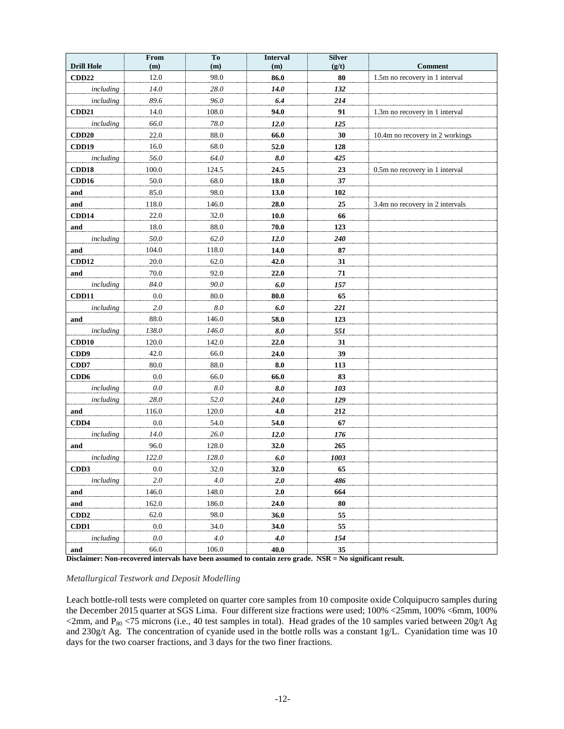| Drill Hole | From (m) | To (m) | Interval (m) | Silver (g/t) | Comment |
|---|---|---|---|---|---|
| **CDD22** | 12.0 | 98.0 | **86.0** | **80** | 1.5m no recovery in 1 interval |
| *including* | *14.0* | *28.0* | ***14.0*** | ***132*** | |
| *including* | *89.6* | *96.0* | ***6.4*** | ***214*** | |
| **CDD21** | 14.0 | 108.0 | **94.0** | **91** | 1.3m no recovery in 1 interval |
| *including* | *66.0* | *78.0* | ***12.0*** | ***125*** | |
| **CDD20** | 22.0 | 88.0 | **66.0** | **30** | 10.4m no recovery in 2 workings |
| **CDD19** | 16.0 | 68.0 | **52.0** | **128** | |
| *including* | *56.0* | *64.0* | ***8.0*** | ***425*** | |
| **CDD18** | 100.0 | 124.5 | **24.5** | **23** | 0.5m no recovery in 1 interval |
| **CDD16** | 50.0 | 68.0 | **18.0** | **37** | |
| **and** | 85.0 | 98.0 | **13.0** | **102** | |
| **and** | 118.0 | 146.0 | **28.0** | **25** | 3.4m no recovery in 2 intervals |
| **CDD14** | 22.0 | 32.0 | **10.0** | **66** | |
| **and** | 18.0 | 88.0 | **70.0** | **123** | |
| *including* | *50.0* | *62.0* | ***12.0*** | ***240*** | |
| **and** | 104.0 | 118.0 | **14.0** | **87** | |
| **CDD12** | 20.0 | 62.0 | **42.0** | **31** | |
| **and** | 70.0 | 92.0 | **22.0** | **71** | |
| *including* | *84.0* | *90.0* | ***6.0*** | ***157*** | |
| **CDD11** | 0.0 | 80.0 | **80.0** | **65** | |
| *including* | *2.0* | *8.0* | ***6.0*** | ***221*** | |
| **and** | 88.0 | 146.0 | **58.0** | **123** | |
| *including* | *138.0* | *146.0* | ***8.0*** | ***551*** | |
| **CDD10** | 120.0 | 142.0 | **22.0** | **31** | |
| **CDD9** | 42.0 | 66.0 | **24.0** | **39** | |
| **CDD7** | 80.0 | 88.0 | **8.0** | **113** | |
| **CDD6** | 0.0 | 66.0 | **66.0** | **83** | |
| *including* | *0.0* | *8.0* | ***8.0*** | ***103*** | |
| *including* | *28.0* | *52.0* | ***24.0*** | ***129*** | |
| **and** | 116.0 | 120.0 | **4.0** | **212** | |
| **CDD4** | 0.0 | 54.0 | **54.0** | **67** | |
| *including* | *14.0* | *26.0* | ***12.0*** | ***176*** | |
| **and** | 96.0 | 128.0 | **32.0** | **265** | |
| *including* | *122.0* | *128.0* | ***6.0*** | ***1003*** | |
| **CDD3** | 0.0 | 32.0 | **32.0** | **65** | |
| *including* | *2.0* | *4.0* | ***2.0*** | ***486*** | |
| **and** | 146.0 | 148.0 | **2.0** | **664** | |
| **and** | 162.0 | 186.0 | **24.0** | **80** | |
| **CDD2** | 62.0 | 98.0 | **36.0** | **55** | |
| **CDD1** | 0.0 | 34.0 | **34.0** | **55** | |
| *including* | *0.0* | *4.0* | ***4.0*** | ***154*** | |
| **and** | 66.0 | 106.0 | **40.0** | **35** | |

**Disclaimer: Non-recovered intervals have been assumed to contain zero grade. NSR = No significant result.**

*Metallurgical Testwork and Deposit Modelling*

Leach bottle-roll tests were completed on quarter core samples from 10 composite oxide Colquipucro samples during the December 2015 quarter at SGS Lima. Four different size fractions were used; 100% <25mm, 100% <6mm, 100% <2mm, and $P_{80}$ <75 microns (i.e., 40 test samples in total). Head grades of the 10 samples varied between 20g/t Ag and 230g/t Ag. The concentration of cyanide used in the bottle rolls was a constant 1g/L. Cyanidation time was 10 days for the two coarser fractions, and 3 days for the two finer fractions.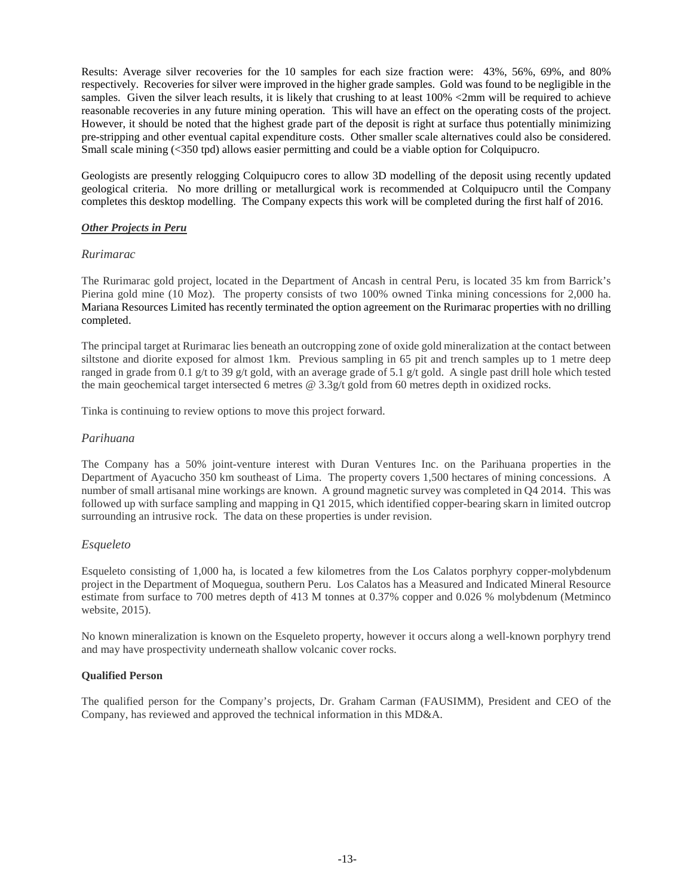Results: Average silver recoveries for the 10 samples for each size fraction were: 43%, 56%, 69%, and 80% respectively. Recoveries for silver were improved in the higher grade samples. Gold was found to be negligible in the samples. Given the silver leach results, it is likely that crushing to at least 100% <2mm will be required to achieve reasonable recoveries in any future mining operation. This will have an effect on the operating costs of the project. However, it should be noted that the highest grade part of the deposit is right at surface thus potentially minimizing pre-stripping and other eventual capital expenditure costs. Other smaller scale alternatives could also be considered. Small scale mining (<350 tpd) allows easier permitting and could be a viable option for Colquipucro.

Geologists are presently relogging Colquipucro cores to allow 3D modelling of the deposit using recently updated geological criteria. No more drilling or metallurgical work is recommended at Colquipucro until the Company completes this desktop modelling. The Company expects this work will be completed during the first half of 2016.

## ***Other Projects in Peru***

### *Rurimarac*

The Rurimarac gold project, located in the Department of Ancash in central Peru, is located 35 km from Barrick's Pierina gold mine (10 Moz). The property consists of two 100% owned Tinka mining concessions for 2,000 ha. Mariana Resources Limited has recently terminated the option agreement on the Rurimarac properties with no drilling completed.

The principal target at Rurimarac lies beneath an outcropping zone of oxide gold mineralization at the contact between siltstone and diorite exposed for almost 1km. Previous sampling in 65 pit and trench samples up to 1 metre deep ranged in grade from 0.1 g/t to 39 g/t gold, with an average grade of 5.1 g/t gold. A single past drill hole which tested the main geochemical target intersected 6 metres @ 3.3g/t gold from 60 metres depth in oxidized rocks.

Tinka is continuing to review options to move this project forward.

### *Parihuana*

The Company has a 50% joint-venture interest with Duran Ventures Inc. on the Parihuana properties in the Department of Ayacucho 350 km southeast of Lima. The property covers 1,500 hectares of mining concessions. A number of small artisanal mine workings are known. A ground magnetic survey was completed in Q4 2014. This was followed up with surface sampling and mapping in Q1 2015, which identified copper-bearing skarn in limited outcrop surrounding an intrusive rock. The data on these properties is under revision.

### *Esqueleto*

Esqueleto consisting of 1,000 ha, is located a few kilometres from the Los Calatos porphyry copper-molybdenum project in the Department of Moquegua, southern Peru. Los Calatos has a Measured and Indicated Mineral Resource estimate from surface to 700 metres depth of 413 M tonnes at 0.37% copper and 0.026 % molybdenum (Metminco website, 2015).

No known mineralization is known on the Esqueleto property, however it occurs along a well-known porphyry trend and may have prospectivity underneath shallow volcanic cover rocks.

**Qualified Person**

The qualified person for the Company's projects, Dr. Graham Carman (FAUSIMM), President and CEO of the Company, has reviewed and approved the technical information in this MD&A.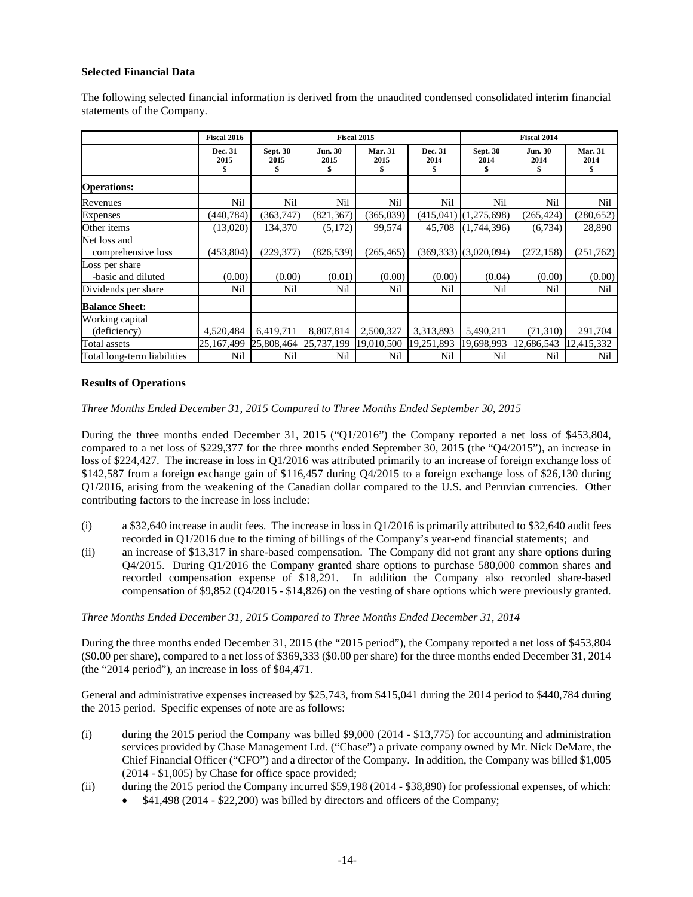**Selected Financial Data**

The following selected financial information is derived from the unaudited condensed consolidated interim financial statements of the Company.

| | Fiscal 2016 | Fiscal 2015 | | | | Fiscal 2014 | | |
|---|---|---|---|---|---|---|---|---|
| | Dec. 31 2015 $ | Sept. 30 2015 $ | Jun. 30 2015 $ | Mar. 31 2015 $ | Dec. 31 2014 $ | Sept. 30 2014 $ | Jun. 30 2014 $ | Mar. 31 2014 $ |
| **Operations:** | | | | | | | | |
| Revenues | Nil | Nil | Nil | Nil | Nil | Nil | Nil | Nil |
| Expenses | (440,784) | (363,747) | (821,367) | (365,039) | (415,041) | (1,275,698) | (265,424) | (280,652) |
| Other items | (13,020) | 134,370 | (5,172) | 99,574 | 45,708 | (1,744,396) | (6,734) | 28,890 |
| Net loss and comprehensive loss | (453,804) | (229,377) | (826,539) | (265,465) | (369,333) | (3,020,094) | (272,158) | (251,762) |
| Loss per share -basic and diluted | (0.00) | (0.00) | (0.01) | (0.00) | (0.00) | (0.04) | (0.00) | (0.00) |
| Dividends per share | Nil | Nil | Nil | Nil | Nil | Nil | Nil | Nil |
| **Balance Sheet:** | | | | | | | | |
| Working capital (deficiency) | 4,520,484 | 6,419,711 | 8,807,814 | 2,500,327 | 3,313,893 | 5,490,211 | (71,310) | 291,704 |
| Total assets | 25,167,499 | 25,808,464 | 25,737,199 | 19,010,500 | 19,251,893 | 19,698,993 | 12,686,543 | 12,415,332 |
| Total long-term liabilities | Nil | Nil | Nil | Nil | Nil | Nil | Nil | Nil |

**Results of Operations**

*Three Months Ended December 31, 2015 Compared to Three Months Ended September 30, 2015*

During the three months ended December 31, 2015 ("Q1/2016") the Company reported a net loss of $453,804, compared to a net loss of $229,377 for the three months ended September 30, 2015 (the "Q4/2015"), an increase in loss of $224,427. The increase in loss in Q1/2016 was attributed primarily to an increase of foreign exchange loss of $142,587 from a foreign exchange gain of $116,457 during Q4/2015 to a foreign exchange loss of $26,130 during Q1/2016, arising from the weakening of the Canadian dollar compared to the U.S. and Peruvian currencies. Other contributing factors to the increase in loss include:

(i) a $32,640 increase in audit fees. The increase in loss in Q1/2016 is primarily attributed to $32,640 audit fees recorded in Q1/2016 due to the timing of billings of the Company's year-end financial statements; and

(ii) an increase of $13,317 in share-based compensation. The Company did not grant any share options during Q4/2015. During Q1/2016 the Company granted share options to purchase 580,000 common shares and recorded compensation expense of $18,291. In addition the Company also recorded share-based compensation of $9,852 (Q4/2015 - $14,826) on the vesting of share options which were previously granted.

*Three Months Ended December 31, 2015 Compared to Three Months Ended December 31, 2014*

During the three months ended December 31, 2015 (the "2015 period"), the Company reported a net loss of $453,804 ($0.00 per share), compared to a net loss of $369,333 ($0.00 per share) for the three months ended December 31, 2014 (the "2014 period"), an increase in loss of $84,471.

General and administrative expenses increased by $25,743, from $415,041 during the 2014 period to $440,784 during the 2015 period. Specific expenses of note are as follows:

(i) during the 2015 period the Company was billed $9,000 (2014 - $13,775) for accounting and administration services provided by Chase Management Ltd. ("Chase") a private company owned by Mr. Nick DeMare, the Chief Financial Officer ("CFO") and a director of the Company. In addition, the Company was billed $1,005 (2014 - $1,005) by Chase for office space provided;

(ii) during the 2015 period the Company incurred $59,198 (2014 - $38,890) for professional expenses, of which:
- $41,498 (2014 - $22,200) was billed by directors and officers of the Company;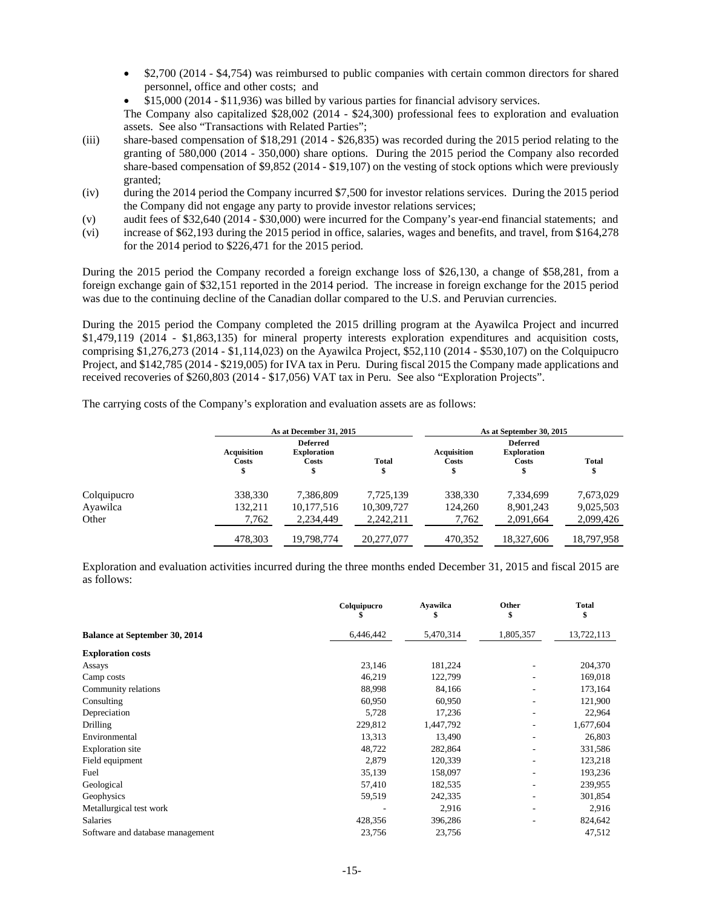- $2,700 (2014 - $4,754) was reimbursed to public companies with certain common directors for shared personnel, office and other costs; and
- $15,000 (2014 - $11,936) was billed by various parties for financial advisory services.

The Company also capitalized $28,002 (2014 - $24,300) professional fees to exploration and evaluation assets. See also "Transactions with Related Parties";

(iii) share-based compensation of $18,291 (2014 - $26,835) was recorded during the 2015 period relating to the granting of 580,000 (2014 - 350,000) share options. During the 2015 period the Company also recorded share-based compensation of $9,852 (2014 - $19,107) on the vesting of stock options which were previously granted;

(iv) during the 2014 period the Company incurred $7,500 for investor relations services. During the 2015 period the Company did not engage any party to provide investor relations services;

(v) audit fees of $32,640 (2014 - $30,000) were incurred for the Company's year-end financial statements; and

(vi) increase of $62,193 during the 2015 period in office, salaries, wages and benefits, and travel, from $164,278 for the 2014 period to $226,471 for the 2015 period.

During the 2015 period the Company recorded a foreign exchange loss of $26,130, a change of $58,281, from a foreign exchange gain of $32,151 reported in the 2014 period. The increase in foreign exchange for the 2015 period was due to the continuing decline of the Canadian dollar compared to the U.S. and Peruvian currencies.

During the 2015 period the Company completed the 2015 drilling program at the Ayawilca Project and incurred $1,479,119 (2014 - $1,863,135) for mineral property interests exploration expenditures and acquisition costs, comprising $1,276,273 (2014 - $1,114,023) on the Ayawilca Project, $52,110 (2014 - $530,107) on the Colquipucro Project, and $142,785 (2014 - $219,005) for IVA tax in Peru. During fiscal 2015 the Company made applications and received recoveries of $260,803 (2014 - $17,056) VAT tax in Peru. See also "Exploration Projects".

The carrying costs of the Company's exploration and evaluation assets are as follows:

| | As at December 31, 2015 | | | As at September 30, 2015 | | |
|---|---|---|---|---|---|---|
| | Acquisition Costs $ | Deferred Exploration Costs $ | Total $ | Acquisition Costs $ | Deferred Exploration Costs $ | Total $ |
| Colquipucro | 338,330 | 7,386,809 | 7,725,139 | 338,330 | 7,334,699 | 7,673,029 |
| Ayawilca | 132,211 | 10,177,516 | 10,309,727 | 124,260 | 8,901,243 | 9,025,503 |
| Other | 7,762 | 2,234,449 | 2,242,211 | 7,762 | 2,091,664 | 2,099,426 |
| | 478,303 | 19,798,774 | 20,277,077 | 470,352 | 18,327,606 | 18,797,958 |

Exploration and evaluation activities incurred during the three months ended December 31, 2015 and fiscal 2015 are as follows:

| | Colquipucro $ | Ayawilca $ | Other $ | Total $ |
|---|---|---|---|---|
| **Balance at September 30, 2014** | 6,446,442 | 5,470,314 | 1,805,357 | 13,722,113 |
| **Exploration costs** | | | | |
| Assays | 23,146 | 181,224 | - | 204,370 |
| Camp costs | 46,219 | 122,799 | - | 169,018 |
| Community relations | 88,998 | 84,166 | - | 173,164 |
| Consulting | 60,950 | 60,950 | - | 121,900 |
| Depreciation | 5,728 | 17,236 | - | 22,964 |
| Drilling | 229,812 | 1,447,792 | - | 1,677,604 |
| Environmental | 13,313 | 13,490 | - | 26,803 |
| Exploration site | 48,722 | 282,864 | - | 331,586 |
| Field equipment | 2,879 | 120,339 | - | 123,218 |
| Fuel | 35,139 | 158,097 | - | 193,236 |
| Geological | 57,410 | 182,535 | - | 239,955 |
| Geophysics | 59,519 | 242,335 | - | 301,854 |
| Metallurgical test work | - | 2,916 | - | 2,916 |
| Salaries | 428,356 | 396,286 | - | 824,642 |
| Software and database management | 23,756 | 23,756 | | 47,512 |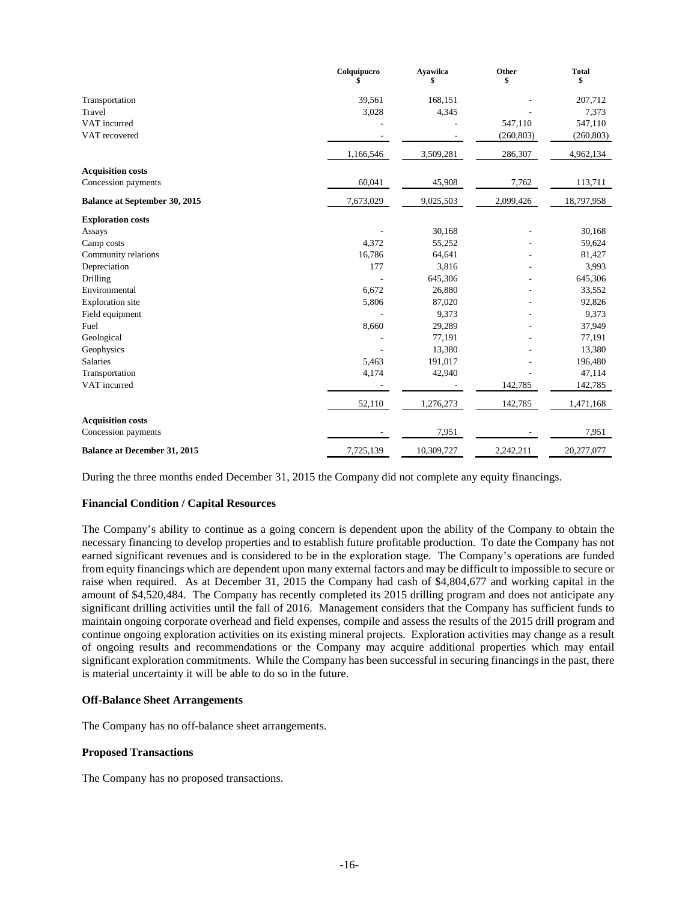| | Colquipucro<br>$ | Ayawilca<br>$ | Other<br>$ | Total<br>$ |
|---|---|---|---|---|
| Transportation | 39,561 | 168,151 | - | 207,712 |
| Travel | 3,028 | 4,345 | - | 7,373 |
| VAT incurred | - | - | 547,110 | 547,110 |
| VAT recovered | - | - | (260,803) | (260,803) |
| | 1,166,546 | 3,509,281 | 286,307 | 4,962,134 |
| **Acquisition costs** | | | | |
| Concession payments | 60,041 | 45,908 | 7,762 | 113,711 |
| **Balance at September 30, 2015** | 7,673,029 | 9,025,503 | 2,099,426 | 18,797,958 |
| **Exploration costs** | | | | |
| Assays | - | 30,168 | - | 30,168 |
| Camp costs | 4,372 | 55,252 | - | 59,624 |
| Community relations | 16,786 | 64,641 | - | 81,427 |
| Depreciation | 177 | 3,816 | - | 3,993 |
| Drilling | - | 645,306 | - | 645,306 |
| Environmental | 6,672 | 26,880 | - | 33,552 |
| Exploration site | 5,806 | 87,020 | - | 92,826 |
| Field equipment | - | 9,373 | - | 9,373 |
| Fuel | 8,660 | 29,289 | - | 37,949 |
| Geological | - | 77,191 | - | 77,191 |
| Geophysics | - | 13,380 | - | 13,380 |
| Salaries | 5,463 | 191,017 | - | 196,480 |
| Transportation | 4,174 | 42,940 | - | 47,114 |
| VAT incurred | - | - | 142,785 | 142,785 |
| | 52,110 | 1,276,273 | 142,785 | 1,471,168 |
| **Acquisition costs** | | | | |
| Concession payments | - | 7,951 | - | 7,951 |
| **Balance at December 31, 2015** | 7,725,139 | 10,309,727 | 2,242,211 | 20,277,077 |

During the three months ended December 31, 2015 the Company did not complete any equity financings.

### Financial Condition / Capital Resources

The Company's ability to continue as a going concern is dependent upon the ability of the Company to obtain the necessary financing to develop properties and to establish future profitable production. To date the Company has not earned significant revenues and is considered to be in the exploration stage. The Company's operations are funded from equity financings which are dependent upon many external factors and may be difficult to impossible to secure or raise when required. As at December 31, 2015 the Company had cash of $4,804,677 and working capital in the amount of $4,520,484. The Company has recently completed its 2015 drilling program and does not anticipate any significant drilling activities until the fall of 2016. Management considers that the Company has sufficient funds to maintain ongoing corporate overhead and field expenses, compile and assess the results of the 2015 drill program and continue ongoing exploration activities on its existing mineral projects. Exploration activities may change as a result of ongoing results and recommendations or the Company may acquire additional properties which may entail significant exploration commitments. While the Company has been successful in securing financings in the past, there is material uncertainty it will be able to do so in the future.

### Off-Balance Sheet Arrangements

The Company has no off-balance sheet arrangements.

### Proposed Transactions

The Company has no proposed transactions.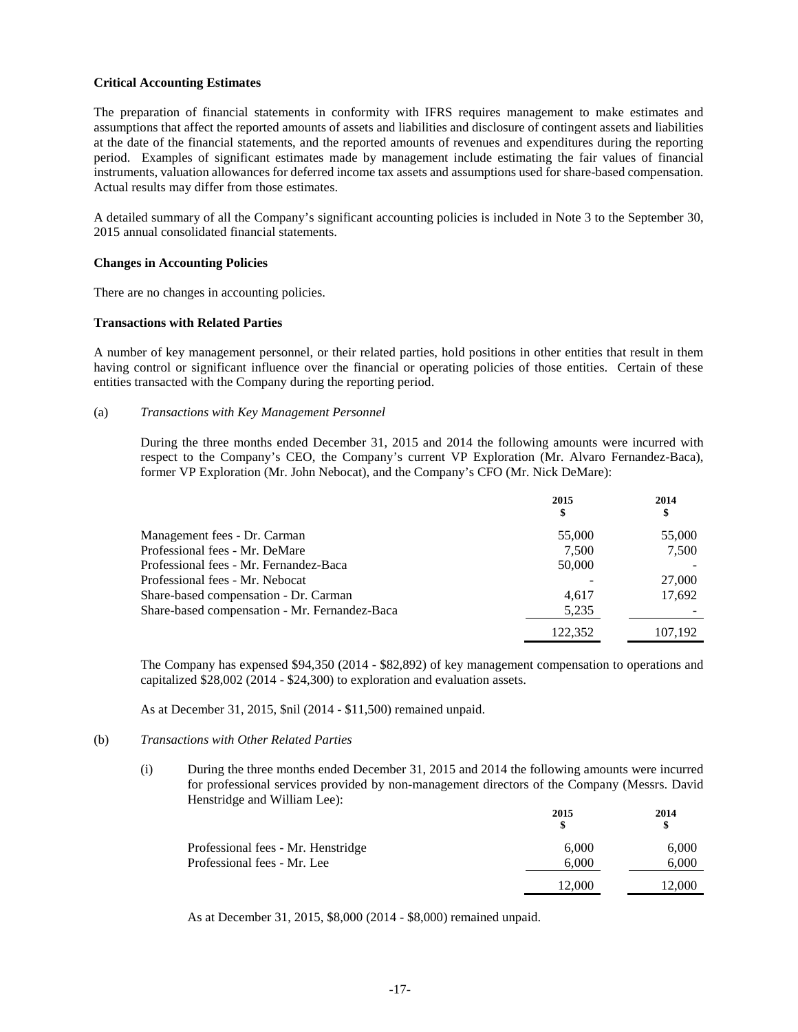**Critical Accounting Estimates**

The preparation of financial statements in conformity with IFRS requires management to make estimates and assumptions that affect the reported amounts of assets and liabilities and disclosure of contingent assets and liabilities at the date of the financial statements, and the reported amounts of revenues and expenditures during the reporting period. Examples of significant estimates made by management include estimating the fair values of financial instruments, valuation allowances for deferred income tax assets and assumptions used for share-based compensation. Actual results may differ from those estimates.

A detailed summary of all the Company's significant accounting policies is included in Note 3 to the September 30, 2015 annual consolidated financial statements.

**Changes in Accounting Policies**

There are no changes in accounting policies.

**Transactions with Related Parties**

A number of key management personnel, or their related parties, hold positions in other entities that result in them having control or significant influence over the financial or operating policies of those entities. Certain of these entities transacted with the Company during the reporting period.

(a) *Transactions with Key Management Personnel*

During the three months ended December 31, 2015 and 2014 the following amounts were incurred with respect to the Company's CEO, the Company's current VP Exploration (Mr. Alvaro Fernandez-Baca), former VP Exploration (Mr. John Nebocat), and the Company's CFO (Mr. Nick DeMare):

| | 2015<br>$ | 2014<br>$ |
|---|---|---|
| Management fees - Dr. Carman | 55,000 | 55,000 |
| Professional fees - Mr. DeMare | 7,500 | 7,500 |
| Professional fees - Mr. Fernandez-Baca | 50,000 | - |
| Professional fees - Mr. Nebocat | - | 27,000 |
| Share-based compensation - Dr. Carman | 4,617 | 17,692 |
| Share-based compensation - Mr. Fernandez-Baca | 5,235 | - |
| | 122,352 | 107,192 |

The Company has expensed $94,350 (2014 - $82,892) of key management compensation to operations and capitalized $28,002 (2014 - $24,300) to exploration and evaluation assets.

As at December 31, 2015, $nil (2014 - $11,500) remained unpaid.

(b) *Transactions with Other Related Parties*

(i) During the three months ended December 31, 2015 and 2014 the following amounts were incurred for professional services provided by non-management directors of the Company (Messrs. David Henstridge and William Lee):

| | 2015<br>$ | 2014<br>$ |
|---|---|---|
| Professional fees - Mr. Henstridge | 6,000 | 6,000 |
| Professional fees - Mr. Lee | 6,000 | 6,000 |
| | 12,000 | 12,000 |

As at December 31, 2015, $8,000 (2014 - $8,000) remained unpaid.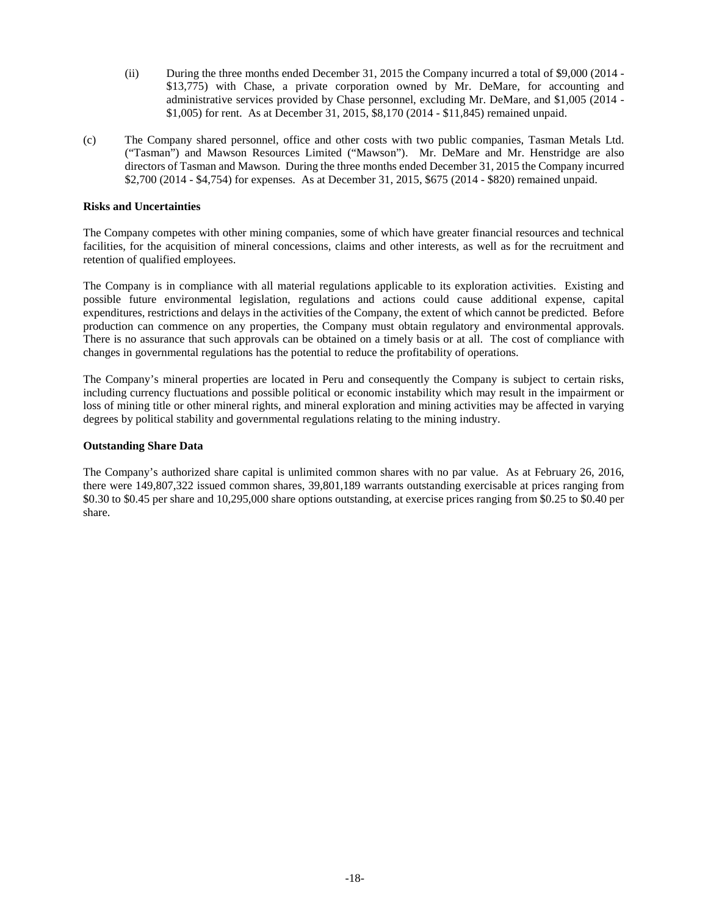(ii) During the three months ended December 31, 2015 the Company incurred a total of $9,000 (2014 - $13,775) with Chase, a private corporation owned by Mr. DeMare, for accounting and administrative services provided by Chase personnel, excluding Mr. DeMare, and $1,005 (2014 - $1,005) for rent. As at December 31, 2015, $8,170 (2014 - $11,845) remained unpaid.

(c) The Company shared personnel, office and other costs with two public companies, Tasman Metals Ltd. ("Tasman") and Mawson Resources Limited ("Mawson"). Mr. DeMare and Mr. Henstridge are also directors of Tasman and Mawson. During the three months ended December 31, 2015 the Company incurred $2,700 (2014 - $4,754) for expenses. As at December 31, 2015, $675 (2014 - $820) remained unpaid.

**Risks and Uncertainties**

The Company competes with other mining companies, some of which have greater financial resources and technical facilities, for the acquisition of mineral concessions, claims and other interests, as well as for the recruitment and retention of qualified employees.

The Company is in compliance with all material regulations applicable to its exploration activities. Existing and possible future environmental legislation, regulations and actions could cause additional expense, capital expenditures, restrictions and delays in the activities of the Company, the extent of which cannot be predicted. Before production can commence on any properties, the Company must obtain regulatory and environmental approvals. There is no assurance that such approvals can be obtained on a timely basis or at all. The cost of compliance with changes in governmental regulations has the potential to reduce the profitability of operations.

The Company's mineral properties are located in Peru and consequently the Company is subject to certain risks, including currency fluctuations and possible political or economic instability which may result in the impairment or loss of mining title or other mineral rights, and mineral exploration and mining activities may be affected in varying degrees by political stability and governmental regulations relating to the mining industry.

**Outstanding Share Data**

The Company's authorized share capital is unlimited common shares with no par value. As at February 26, 2016, there were 149,807,322 issued common shares, 39,801,189 warrants outstanding exercisable at prices ranging from $0.30 to $0.45 per share and 10,295,000 share options outstanding, at exercise prices ranging from $0.25 to $0.40 per share.